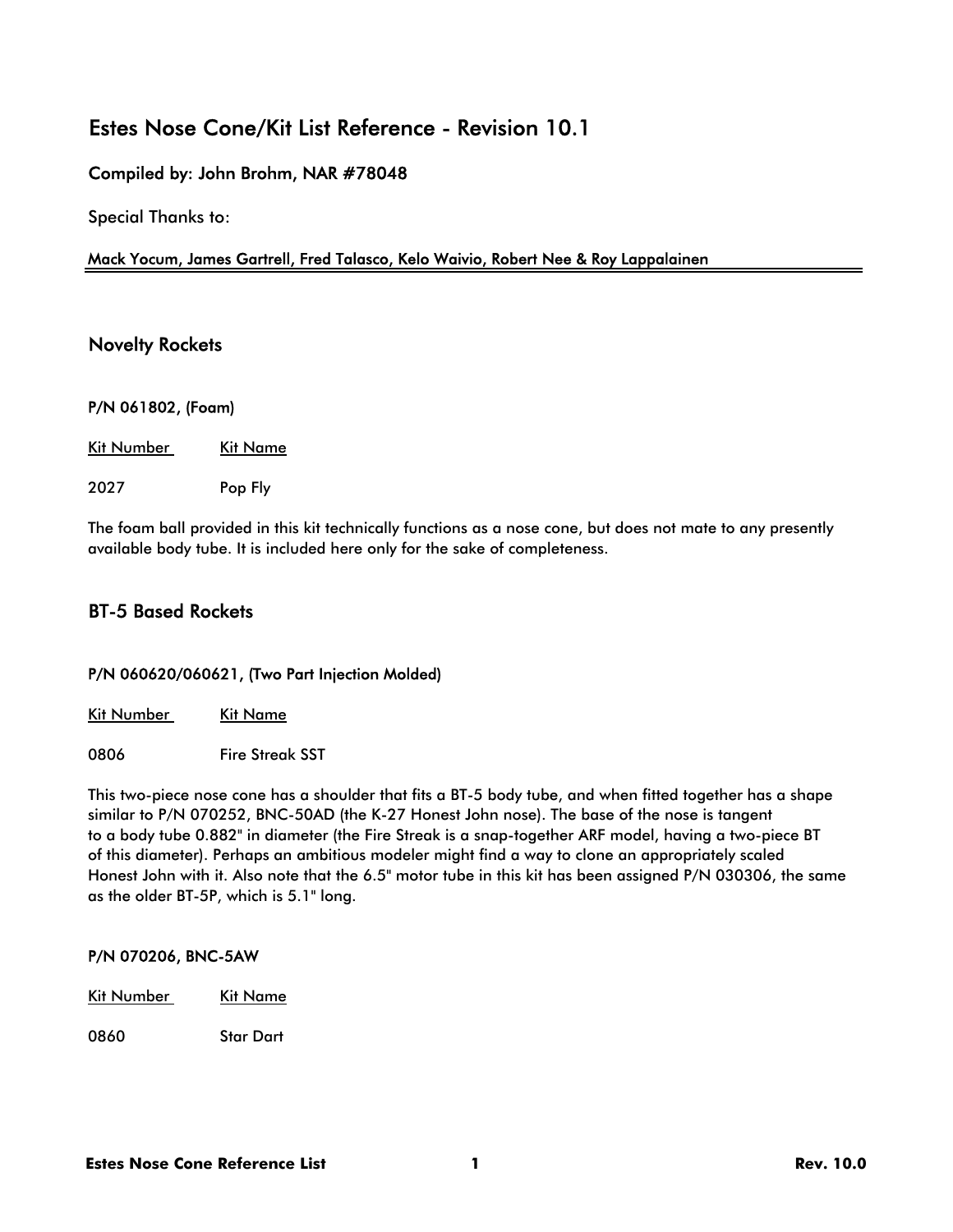# Estes Nose Cone/Kit List Reference - Revision 10.1

### Compiled by: John Brohm, NAR #78048

Special Thanks to:

Mack Yocum, James Gartrell, Fred Talasco, Kelo Waivio, Robert Nee & Roy Lappalainen

## Novelty Rockets

#### P/N 061802, (Foam)

| Kit Number | Kit Name |
| --- | --- |
| 2027 | Pop Fly |

The foam ball provided in this kit technically functions as a nose cone, but does not mate to any presently available body tube. It is included here only for the sake of completeness.

## BT-5 Based Rockets

#### P/N 060620/060621, (Two Part Injection Molded)

| Kit Number | Kit Name |
| --- | --- |
| 0806 | Fire Streak SST |

This two-piece nose cone has a shoulder that fits a BT-5 body tube, and when fitted together has a shape similar to P/N 070252, BNC-50AD (the K-27 Honest John nose). The base of the nose is tangent to a body tube 0.882" in diameter (the Fire Streak is a snap-together ARF model, having a two-piece BT of this diameter). Perhaps an ambitious modeler might find a way to clone an appropriately scaled Honest John with it. Also note that the 6.5" motor tube in this kit has been assigned P/N 030306, the same as the older BT-5P, which is 5.1" long.

#### P/N 070206, BNC-5AW

| Kit Number | Kit Name |
| --- | --- |
| 0860 | Star Dart |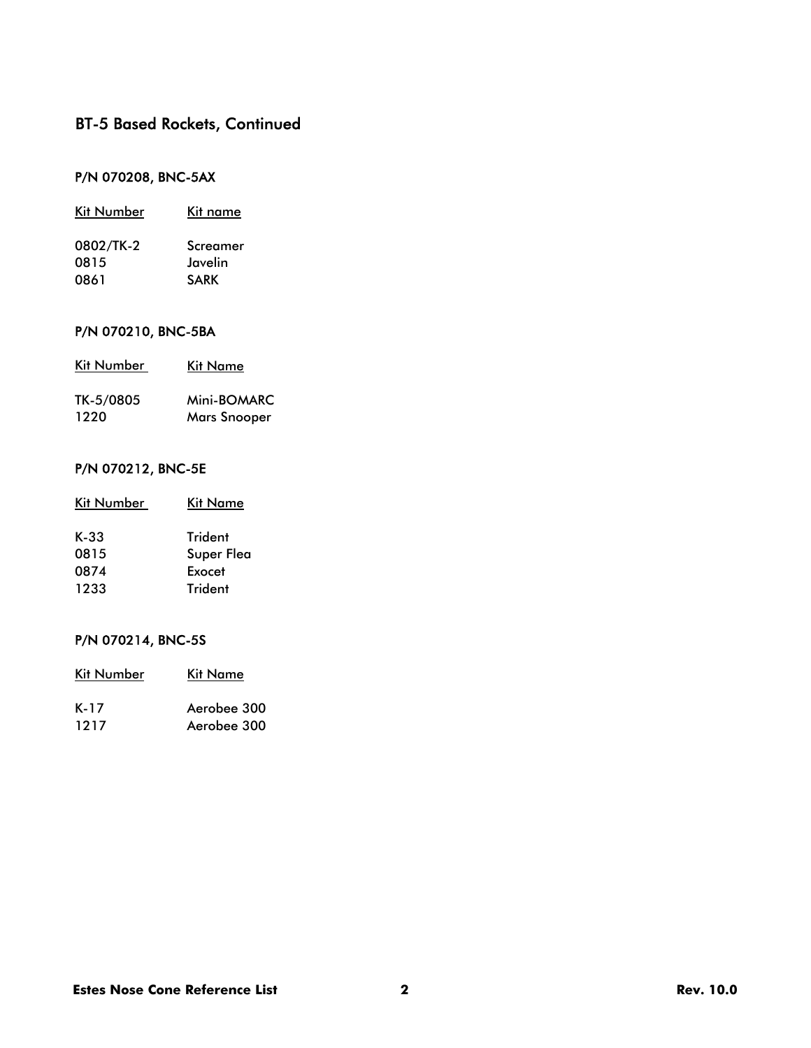## BT-5 Based Rockets, Continued

### P/N 070208, BNC-5AX

| Kit Number | Kit name |
|---|---|
| 0802/TK-2 | Screamer |
| 0815 | Javelin |
| 0861 | SARK |

### P/N 070210, BNC-5BA

| Kit Number | Kit Name |
|---|---|
| TK-5/0805 | Mini-BOMARC |
| 1220 | Mars Snooper |

### P/N 070212, BNC-5E

| Kit Number | Kit Name |
|---|---|
| K-33 | Trident |
| 0815 | Super Flea |
| 0874 | Exocet |
| 1233 | Trident |

### P/N 070214, BNC-5S

| Kit Number | Kit Name |
|---|---|
| K-17 | Aerobee 300 |
| 1217 | Aerobee 300 |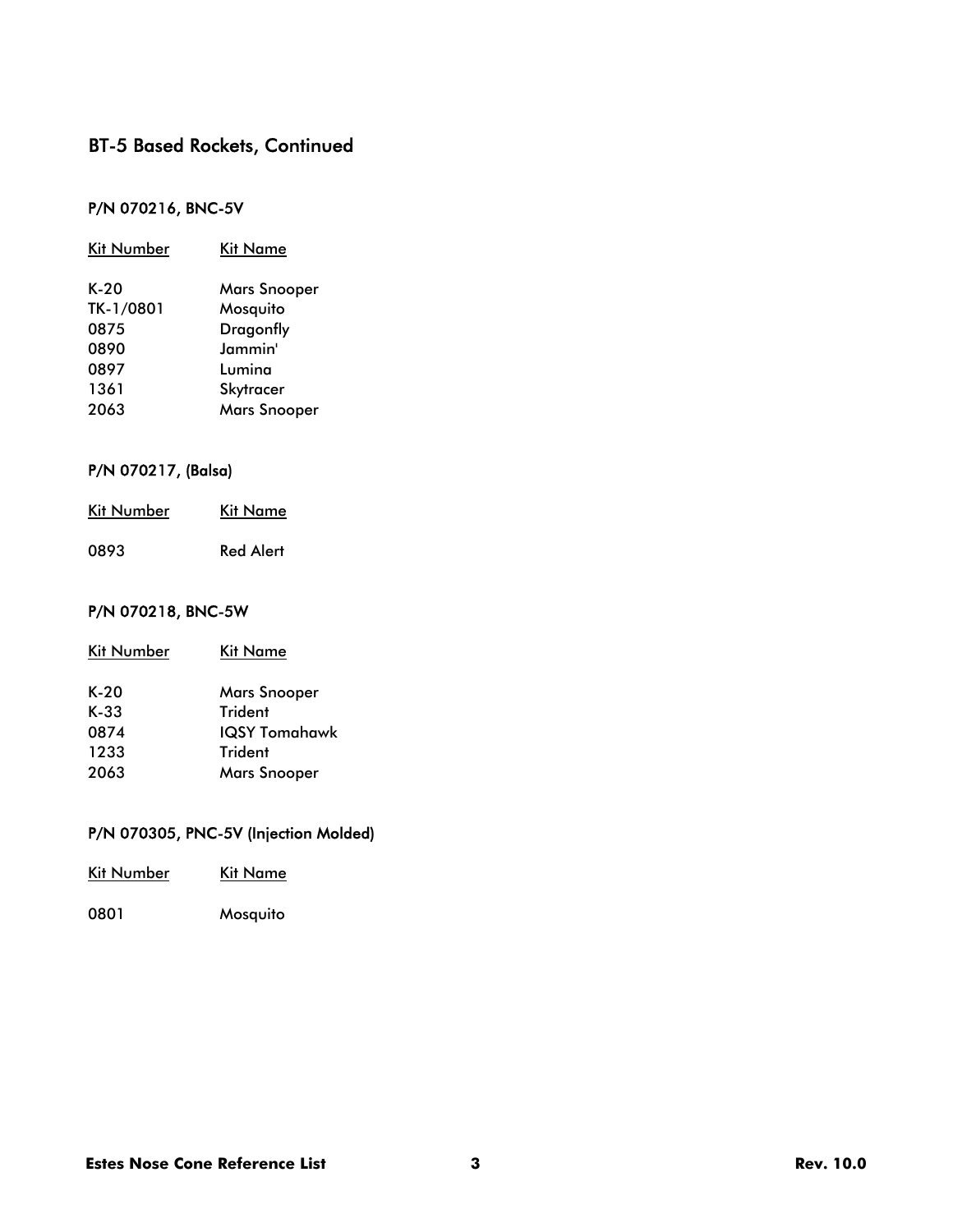## BT-5 Based Rockets, Continued

### P/N 070216, BNC-5V

| Kit Number | Kit Name |
| --- | --- |
| K-20 | Mars Snooper |
| TK-1/0801 | Mosquito |
| 0875 | Dragonfly |
| 0890 | Jammin' |
| 0897 | Lumina |
| 1361 | Skytracer |
| 2063 | Mars Snooper |

### P/N 070217, (Balsa)

| Kit Number | Kit Name |
| --- | --- |
| 0893 | Red Alert |

### P/N 070218, BNC-5W

| Kit Number | Kit Name |
| --- | --- |
| K-20 | Mars Snooper |
| K-33 | Trident |
| 0874 | IQSY Tomahawk |
| 1233 | Trident |
| 2063 | Mars Snooper |

### P/N 070305, PNC-5V (Injection Molded)

| Kit Number | Kit Name |
| --- | --- |
| 0801 | Mosquito |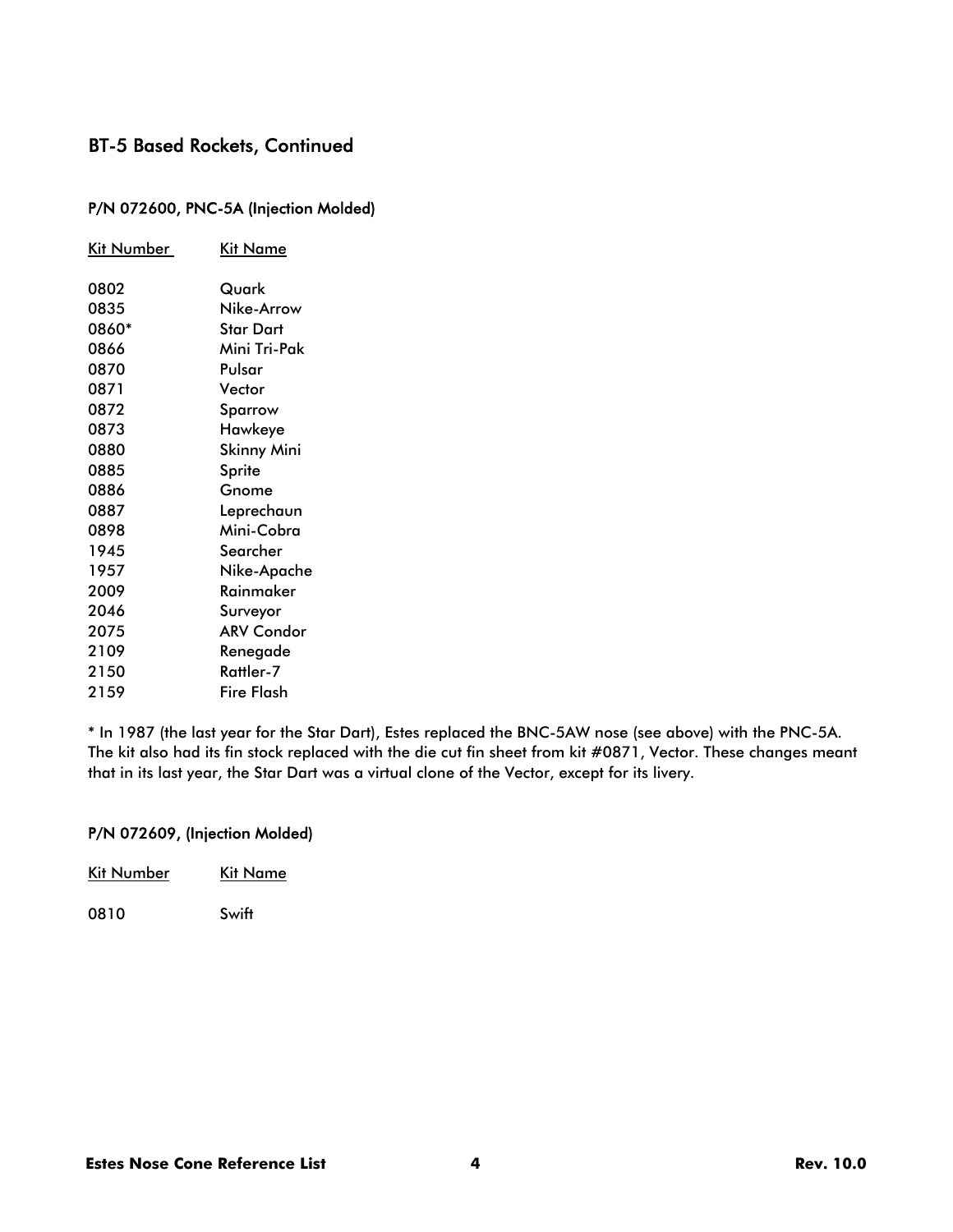## BT-5 Based Rockets, Continued

### P/N 072600, PNC-5A (Injection Molded)

| Kit Number | Kit Name |
|---|---|
| 0802 | Quark |
| 0835 | Nike-Arrow |
| 0860* | Star Dart |
| 0866 | Mini Tri-Pak |
| 0870 | Pulsar |
| 0871 | Vector |
| 0872 | Sparrow |
| 0873 | Hawkeye |
| 0880 | Skinny Mini |
| 0885 | Sprite |
| 0886 | Gnome |
| 0887 | Leprechaun |
| 0898 | Mini-Cobra |
| 1945 | Searcher |
| 1957 | Nike-Apache |
| 2009 | Rainmaker |
| 2046 | Surveyor |
| 2075 | ARV Condor |
| 2109 | Renegade |
| 2150 | Rattler-7 |
| 2159 | Fire Flash |

* In 1987 (the last year for the Star Dart), Estes replaced the BNC-5AW nose (see above) with the PNC-5A. The kit also had its fin stock replaced with the die cut fin sheet from kit #0871, Vector. These changes meant that in its last year, the Star Dart was a virtual clone of the Vector, except for its livery.

### P/N 072609, (Injection Molded)

| Kit Number | Kit Name |
|---|---|
| 0810 | Swift |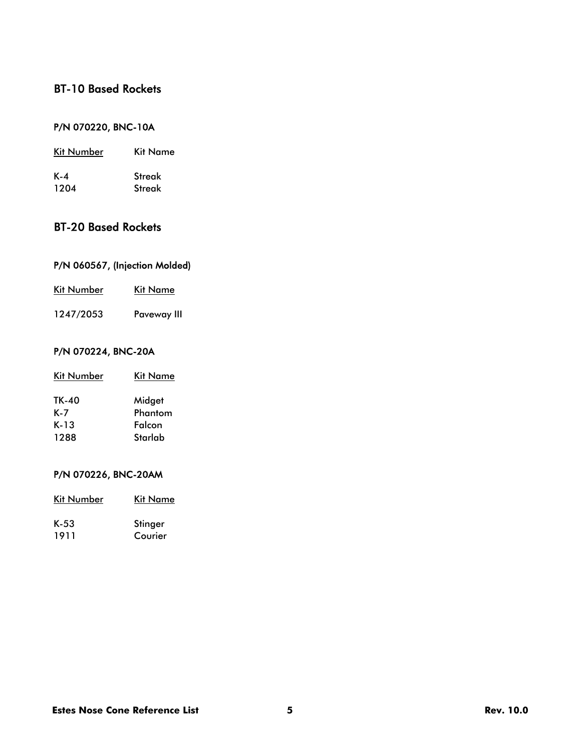## BT-10 Based Rockets

### P/N 070220, BNC-10A

| Kit Number | Kit Name |
|---|---|
| K-4 | Streak |
| 1204 | Streak |

## BT-20 Based Rockets

### P/N 060567, (Injection Molded)

| Kit Number | Kit Name |
|---|---|
| 1247/2053 | Paveway III |

### P/N 070224, BNC-20A

| Kit Number | Kit Name |
|---|---|
| TK-40 | Midget |
| K-7 | Phantom |
| K-13 | Falcon |
| 1288 | Starlab |

### P/N 070226, BNC-20AM

| Kit Number | Kit Name |
|---|---|
| K-53 | Stinger |
| 1911 | Courier |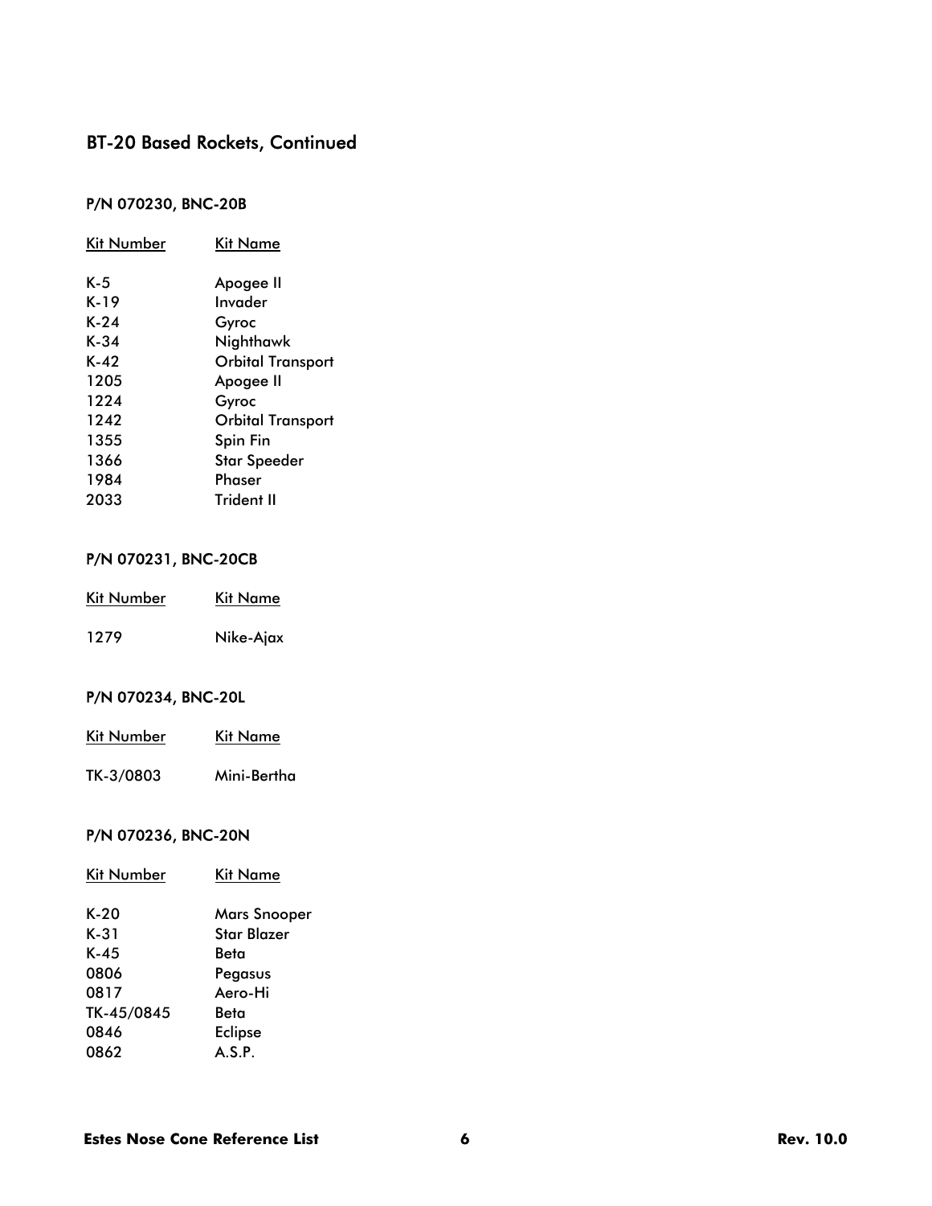## BT-20 Based Rockets, Continued

### P/N 070230, BNC-20B

| Kit Number | Kit Name |
|---|---|
| K-5 | Apogee II |
| K-19 | Invader |
| K-24 | Gyroc |
| K-34 | Nighthawk |
| K-42 | Orbital Transport |
| 1205 | Apogee II |
| 1224 | Gyroc |
| 1242 | Orbital Transport |
| 1355 | Spin Fin |
| 1366 | Star Speeder |
| 1984 | Phaser |
| 2033 | Trident II |

### P/N 070231, BNC-20CB

| Kit Number | Kit Name |
|---|---|
| 1279 | Nike-Ajax |

### P/N 070234, BNC-20L

| Kit Number | Kit Name |
|---|---|
| TK-3/0803 | Mini-Bertha |

### P/N 070236, BNC-20N

| Kit Number | Kit Name |
|---|---|
| K-20 | Mars Snooper |
| K-31 | Star Blazer |
| K-45 | Beta |
| 0806 | Pegasus |
| 0817 | Aero-Hi |
| TK-45/0845 | Beta |
| 0846 | Eclipse |
| 0862 | A.S.P. |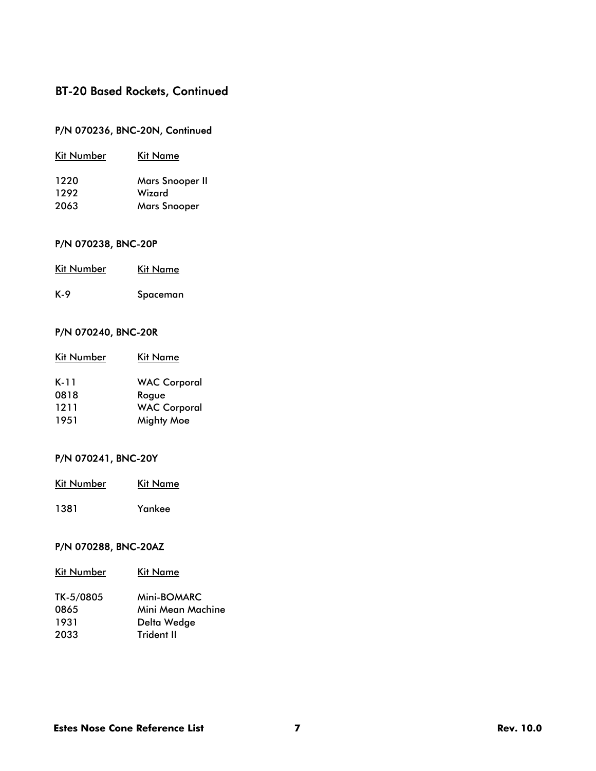## BT-20 Based Rockets, Continued

### P/N 070236, BNC-20N, Continued

| Kit Number | Kit Name |
|---|---|
| 1220 | Mars Snooper II |
| 1292 | Wizard |
| 2063 | Mars Snooper |

### P/N 070238, BNC-20P

| Kit Number | Kit Name |
|---|---|
| K-9 | Spaceman |

### P/N 070240, BNC-20R

| Kit Number | Kit Name |
|---|---|
| K-11 | WAC Corporal |
| 0818 | Rogue |
| 1211 | WAC Corporal |
| 1951 | Mighty Moe |

### P/N 070241, BNC-20Y

| Kit Number | Kit Name |
|---|---|
| 1381 | Yankee |

### P/N 070288, BNC-20AZ

| Kit Number | Kit Name |
|---|---|
| TK-5/0805 | Mini-BOMARC |
| 0865 | Mini Mean Machine |
| 1931 | Delta Wedge |
| 2033 | Trident II |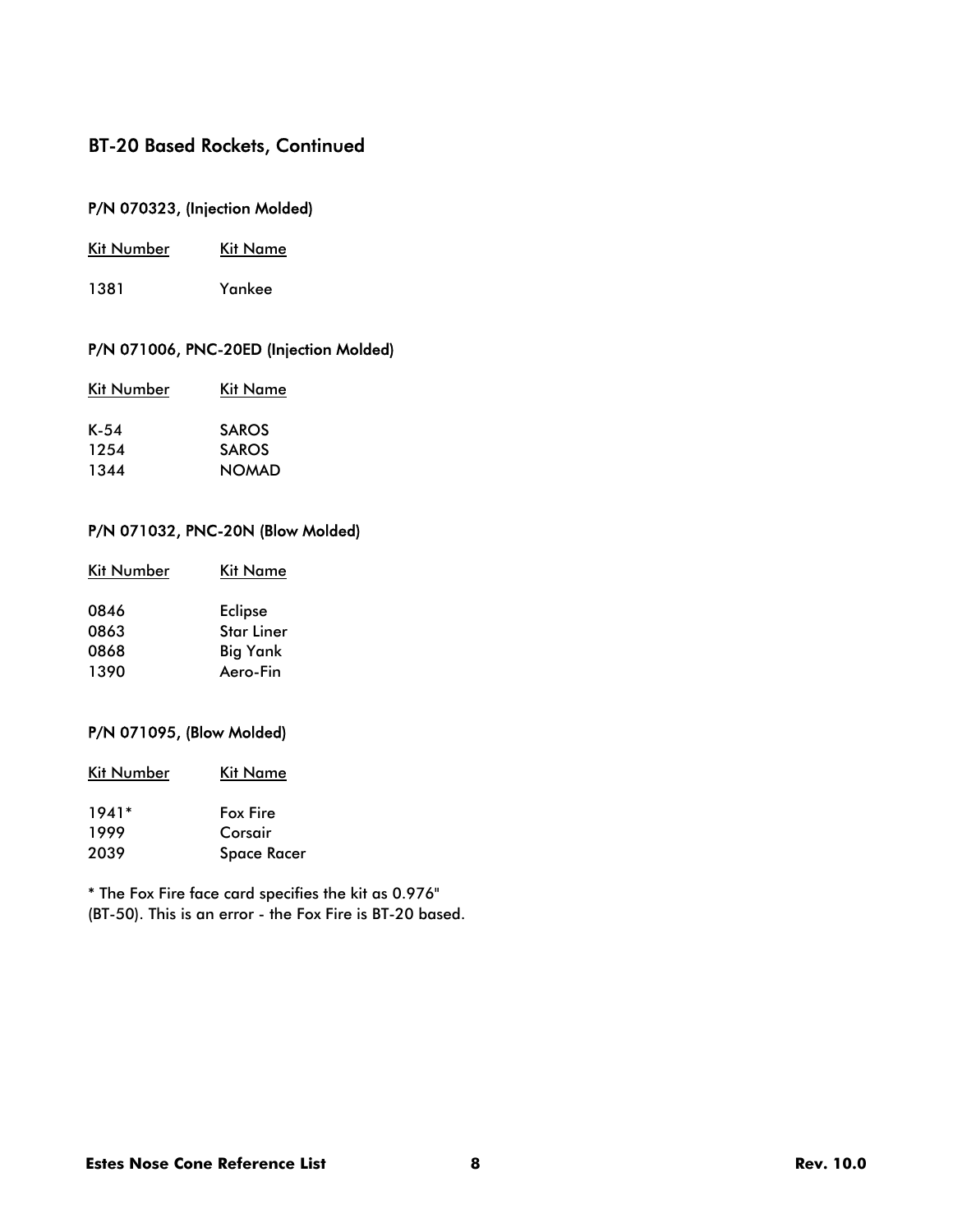## BT-20 Based Rockets, Continued

### P/N 070323, (Injection Molded)

| Kit Number | Kit Name |
|---|---|
| 1381 | Yankee |

### P/N 071006, PNC-20ED (Injection Molded)

| Kit Number | Kit Name |
|---|---|
| K-54 | SAROS |
| 1254 | SAROS |
| 1344 | NOMAD |

### P/N 071032, PNC-20N (Blow Molded)

| Kit Number | Kit Name |
|---|---|
| 0846 | Eclipse |
| 0863 | Star Liner |
| 0868 | Big Yank |
| 1390 | Aero-Fin |

### P/N 071095, (Blow Molded)

| Kit Number | Kit Name |
|---|---|
| 1941* | Fox Fire |
| 1999 | Corsair |
| 2039 | Space Racer |

* The Fox Fire face card specifies the kit as 0.976" (BT-50). This is an error - the Fox Fire is BT-20 based.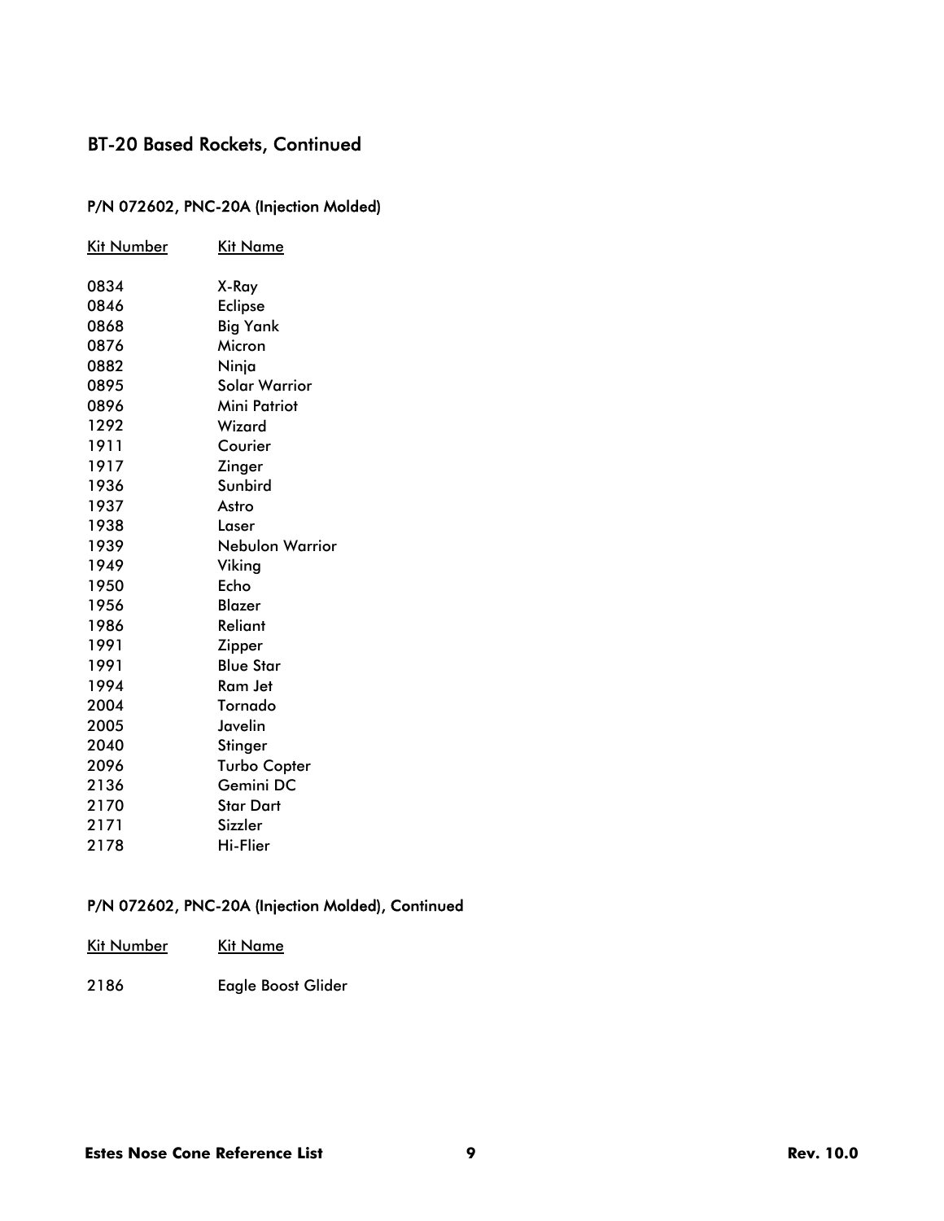## BT-20 Based Rockets, Continued

### P/N 072602, PNC-20A (Injection Molded)

| Kit Number | Kit Name |
|---|---|
| 0834 | X-Ray |
| 0846 | Eclipse |
| 0868 | Big Yank |
| 0876 | Micron |
| 0882 | Ninja |
| 0895 | Solar Warrior |
| 0896 | Mini Patriot |
| 1292 | Wizard |
| 1911 | Courier |
| 1917 | Zinger |
| 1936 | Sunbird |
| 1937 | Astro |
| 1938 | Laser |
| 1939 | Nebulon Warrior |
| 1949 | Viking |
| 1950 | Echo |
| 1956 | Blazer |
| 1986 | Reliant |
| 1991 | Zipper |
| 1991 | Blue Star |
| 1994 | Ram Jet |
| 2004 | Tornado |
| 2005 | Javelin |
| 2040 | Stinger |
| 2096 | Turbo Copter |
| 2136 | Gemini DC |
| 2170 | Star Dart |
| 2171 | Sizzler |
| 2178 | Hi-Flier |

### P/N 072602, PNC-20A (Injection Molded), Continued

| Kit Number | Kit Name |
|---|---|
| 2186 | Eagle Boost Glider |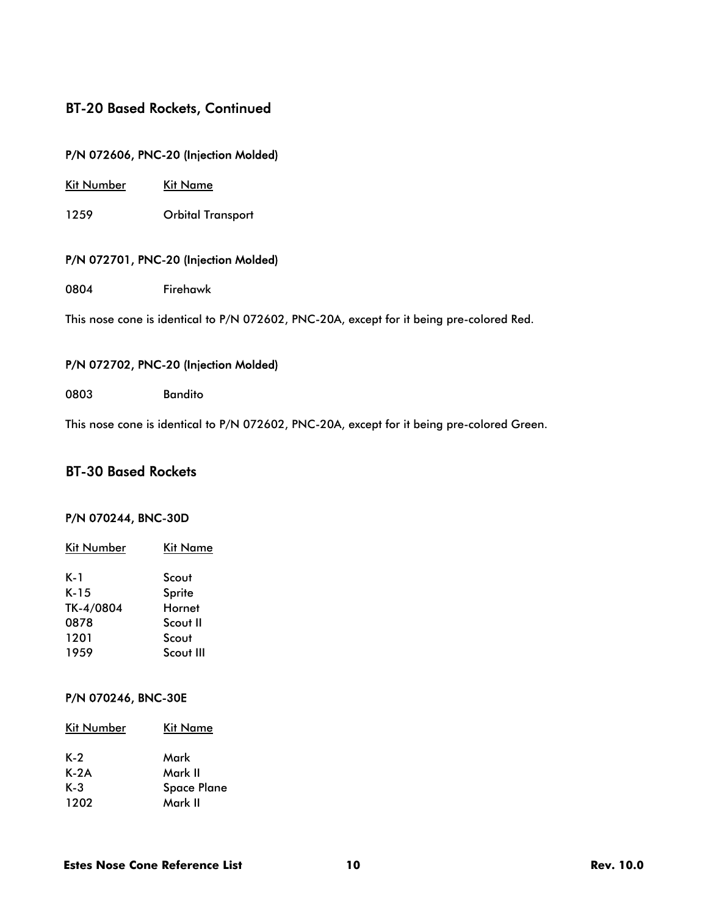## BT-20 Based Rockets, Continued

### P/N 072606, PNC-20 (Injection Molded)

| Kit Number | Kit Name |
| --- | --- |
| 1259 | Orbital Transport |

### P/N 072701, PNC-20 (Injection Molded)

| | |
| --- | --- |
| 0804 | Firehawk |

This nose cone is identical to P/N 072602, PNC-20A, except for it being pre-colored Red.

### P/N 072702, PNC-20 (Injection Molded)

| | |
| --- | --- |
| 0803 | Bandito |

This nose cone is identical to P/N 072602, PNC-20A, except for it being pre-colored Green.

## BT-30 Based Rockets

### P/N 070244, BNC-30D

| Kit Number | Kit Name |
| --- | --- |
| K-1 | Scout |
| K-15 | Sprite |
| TK-4/0804 | Hornet |
| 0878 | Scout II |
| 1201 | Scout |
| 1959 | Scout III |

### P/N 070246, BNC-30E

| Kit Number | Kit Name |
| --- | --- |
| K-2 | Mark |
| K-2A | Mark II |
| K-3 | Space Plane |
| 1202 | Mark II |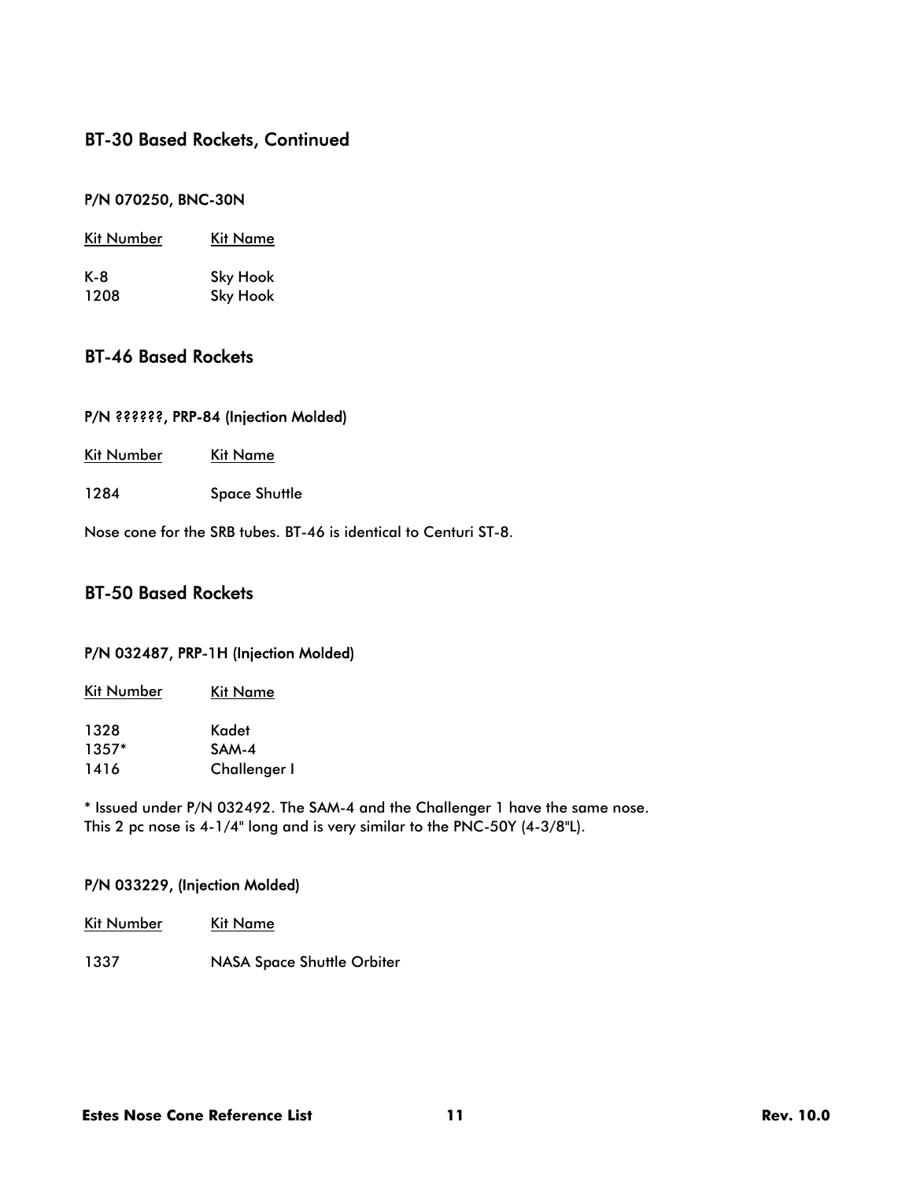## BT-30 Based Rockets, Continued

### P/N 070250, BNC-30N

| Kit Number | Kit Name |
|---|---|
| K-8 | Sky Hook |
| 1208 | Sky Hook |

## BT-46 Based Rockets

### P/N ??????, PRP-84 (Injection Molded)

| Kit Number | Kit Name |
|---|---|
| 1284 | Space Shuttle |

Nose cone for the SRB tubes. BT-46 is identical to Centuri ST-8.

## BT-50 Based Rockets

### P/N 032487, PRP-1H (Injection Molded)

| Kit Number | Kit Name |
|---|---|
| 1328 | Kadet |
| 1357* | SAM-4 |
| 1416 | Challenger I |

* Issued under P/N 032492. The SAM-4 and the Challenger 1 have the same nose.
This 2 pc nose is 4-1/4" long and is very similar to the PNC-50Y (4-3/8"L).

### P/N 033229, (Injection Molded)

| Kit Number | Kit Name |
|---|---|
| 1337 | NASA Space Shuttle Orbiter |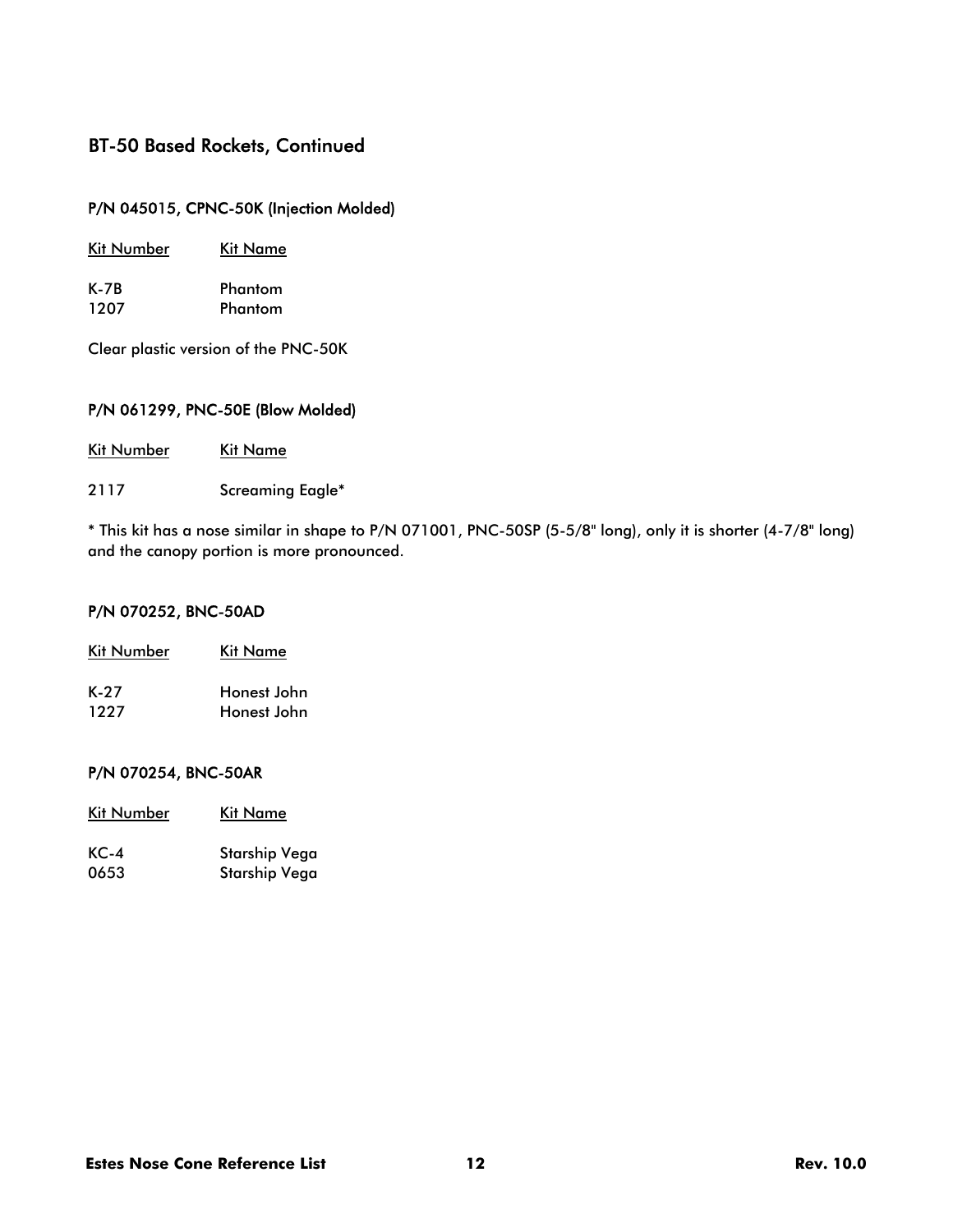## BT-50 Based Rockets, Continued

### P/N 045015, CPNC-50K (Injection Molded)

| Kit Number | Kit Name |
| --- | --- |
| K-7B | Phantom |
| 1207 | Phantom |

Clear plastic version of the PNC-50K

### P/N 061299, PNC-50E (Blow Molded)

| Kit Number | Kit Name |
| --- | --- |
| 2117 | Screaming Eagle* |

* This kit has a nose similar in shape to P/N 071001, PNC-50SP (5-5/8" long), only it is shorter (4-7/8" long) and the canopy portion is more pronounced.

### P/N 070252, BNC-50AD

| Kit Number | Kit Name |
| --- | --- |
| K-27 | Honest John |
| 1227 | Honest John |

### P/N 070254, BNC-50AR

| Kit Number | Kit Name |
| --- | --- |
| KC-4 | Starship Vega |
| 0653 | Starship Vega |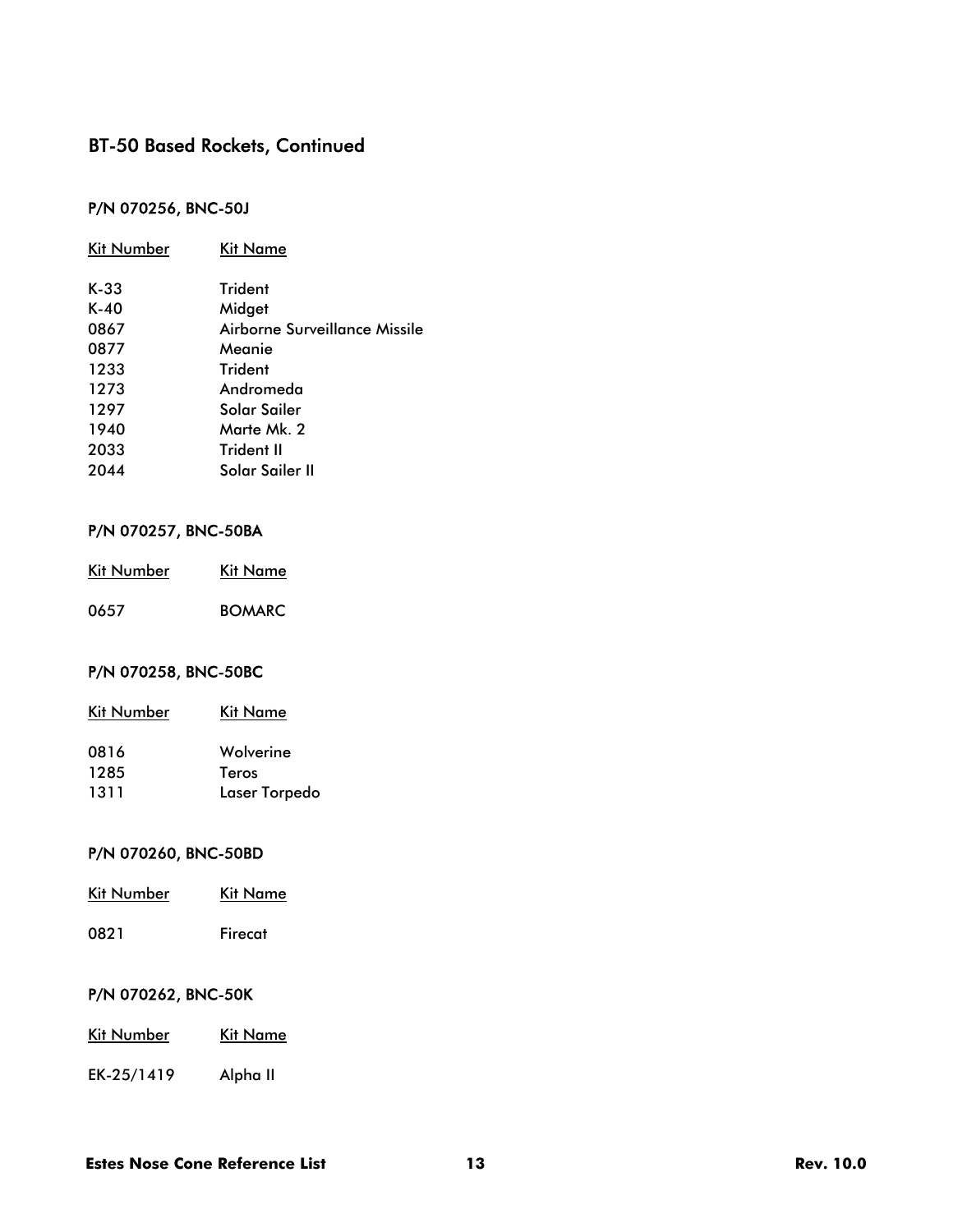## BT-50 Based Rockets, Continued

### P/N 070256, BNC-50J

| Kit Number | Kit Name |
|---|---|
| K-33 | Trident |
| K-40 | Midget |
| 0867 | Airborne Surveillance Missile |
| 0877 | Meanie |
| 1233 | Trident |
| 1273 | Andromeda |
| 1297 | Solar Sailer |
| 1940 | Marte Mk. 2 |
| 2033 | Trident II |
| 2044 | Solar Sailer II |

### P/N 070257, BNC-50BA

| Kit Number | Kit Name |
|---|---|
| 0657 | BOMARC |

### P/N 070258, BNC-50BC

| Kit Number | Kit Name |
|---|---|
| 0816 | Wolverine |
| 1285 | Teros |
| 1311 | Laser Torpedo |

### P/N 070260, BNC-50BD

| Kit Number | Kit Name |
|---|---|
| 0821 | Firecat |

### P/N 070262, BNC-50K

| Kit Number | Kit Name |
|---|---|
| EK-25/1419 | Alpha II |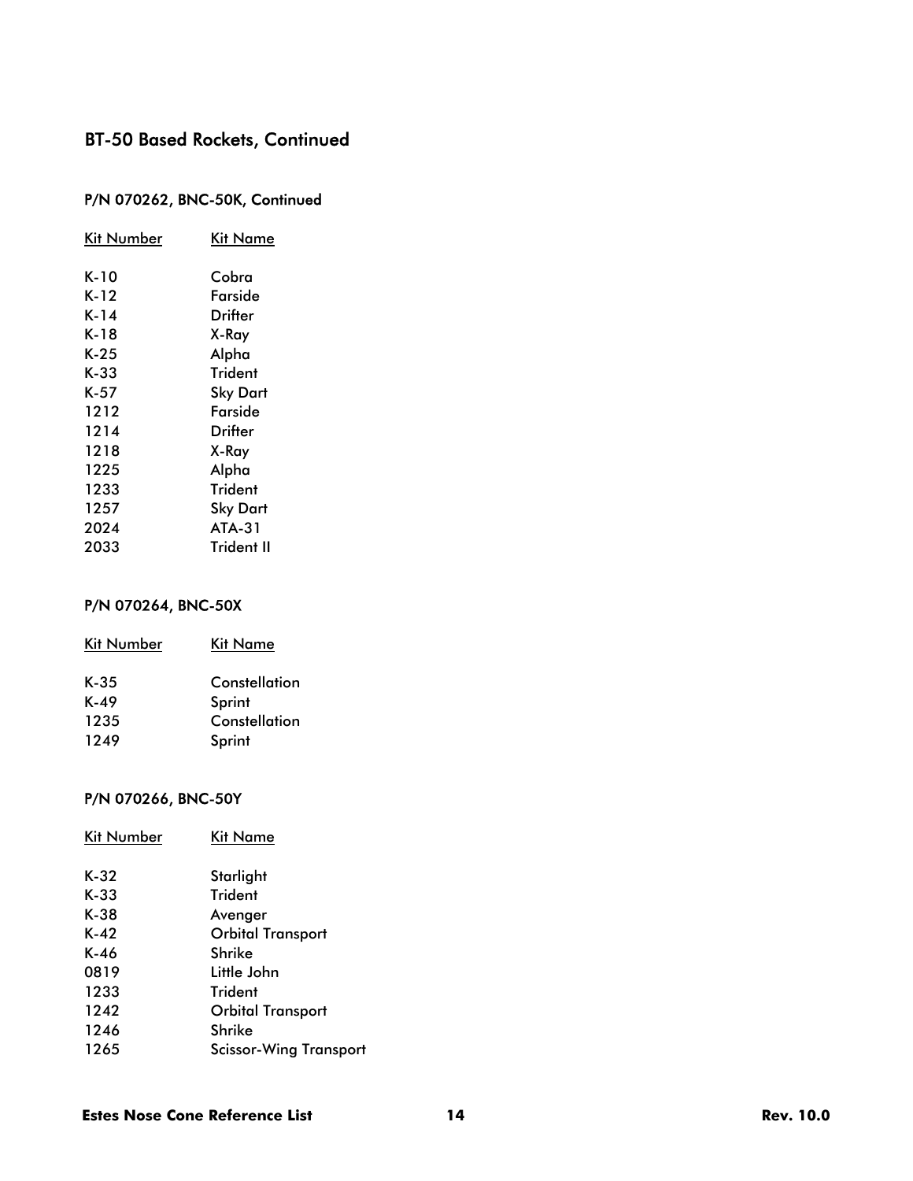## BT-50 Based Rockets, Continued

### P/N 070262, BNC-50K, Continued

| Kit Number | Kit Name |
|---|---|
| K-10 | Cobra |
| K-12 | Farside |
| K-14 | Drifter |
| K-18 | X-Ray |
| K-25 | Alpha |
| K-33 | Trident |
| K-57 | Sky Dart |
| 1212 | Farside |
| 1214 | Drifter |
| 1218 | X-Ray |
| 1225 | Alpha |
| 1233 | Trident |
| 1257 | Sky Dart |
| 2024 | ATA-31 |
| 2033 | Trident II |

### P/N 070264, BNC-50X

| Kit Number | Kit Name |
|---|---|
| K-35 | Constellation |
| K-49 | Sprint |
| 1235 | Constellation |
| 1249 | Sprint |

### P/N 070266, BNC-50Y

| Kit Number | Kit Name |
|---|---|
| K-32 | Starlight |
| K-33 | Trident |
| K-38 | Avenger |
| K-42 | Orbital Transport |
| K-46 | Shrike |
| 0819 | Little John |
| 1233 | Trident |
| 1242 | Orbital Transport |
| 1246 | Shrike |
| 1265 | Scissor-Wing Transport |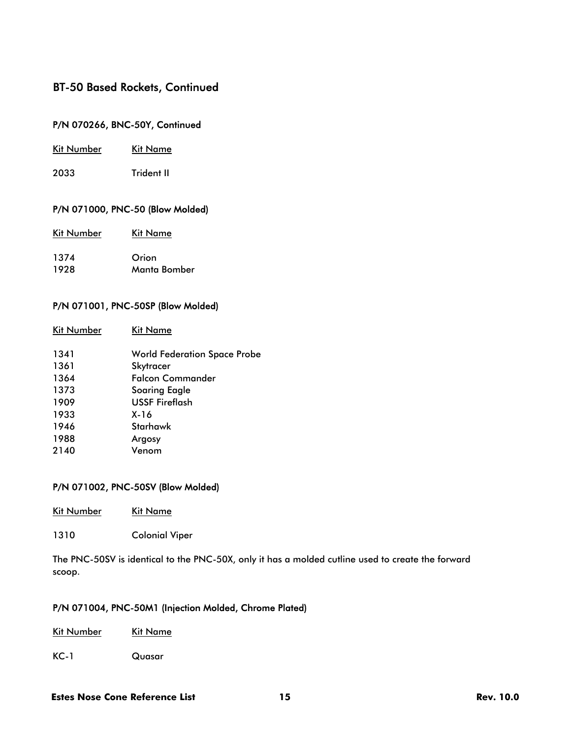## BT-50 Based Rockets, Continued

### P/N 070266, BNC-50Y, Continued

| Kit Number | Kit Name |
|---|---|
| 2033 | Trident II |

### P/N 071000, PNC-50 (Blow Molded)

| Kit Number | Kit Name |
|---|---|
| 1374 | Orion |
| 1928 | Manta Bomber |

### P/N 071001, PNC-50SP (Blow Molded)

| Kit Number | Kit Name |
|---|---|
| 1341 | World Federation Space Probe |
| 1361 | Skytracer |
| 1364 | Falcon Commander |
| 1373 | Soaring Eagle |
| 1909 | USSF Fireflash |
| 1933 | X-16 |
| 1946 | Starhawk |
| 1988 | Argosy |
| 2140 | Venom |

### P/N 071002, PNC-50SV (Blow Molded)

| Kit Number | Kit Name |
|---|---|
| 1310 | Colonial Viper |

The PNC-50SV is identical to the PNC-50X, only it has a molded cutline used to create the forward scoop.

### P/N 071004, PNC-50M1 (Injection Molded, Chrome Plated)

| Kit Number | Kit Name |
|---|---|
| KC-1 | Quasar |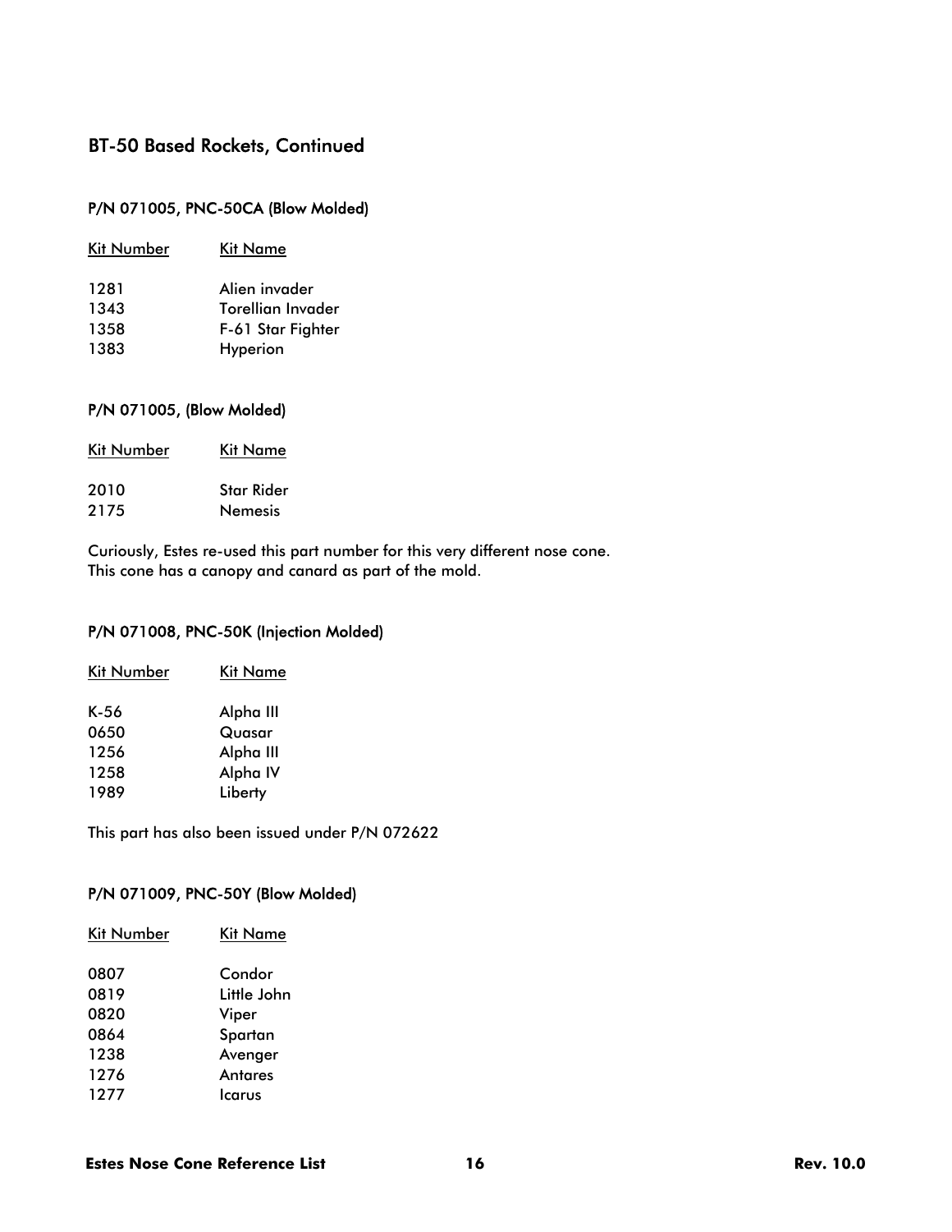## BT-50 Based Rockets, Continued

### P/N 071005, PNC-50CA (Blow Molded)

| Kit Number | Kit Name |
|---|---|
| 1281 | Alien invader |
| 1343 | Torellian Invader |
| 1358 | F-61 Star Fighter |
| 1383 | Hyperion |

### P/N 071005, (Blow Molded)

| Kit Number | Kit Name |
|---|---|
| 2010 | Star Rider |
| 2175 | Nemesis |

Curiously, Estes re-used this part number for this very different nose cone. This cone has a canopy and canard as part of the mold.

### P/N 071008, PNC-50K (Injection Molded)

| Kit Number | Kit Name |
|---|---|
| K-56 | Alpha III |
| 0650 | Quasar |
| 1256 | Alpha III |
| 1258 | Alpha IV |
| 1989 | Liberty |

This part has also been issued under P/N 072622

### P/N 071009, PNC-50Y (Blow Molded)

| Kit Number | Kit Name |
|---|---|
| 0807 | Condor |
| 0819 | Little John |
| 0820 | Viper |
| 0864 | Spartan |
| 1238 | Avenger |
| 1276 | Antares |
| 1277 | Icarus |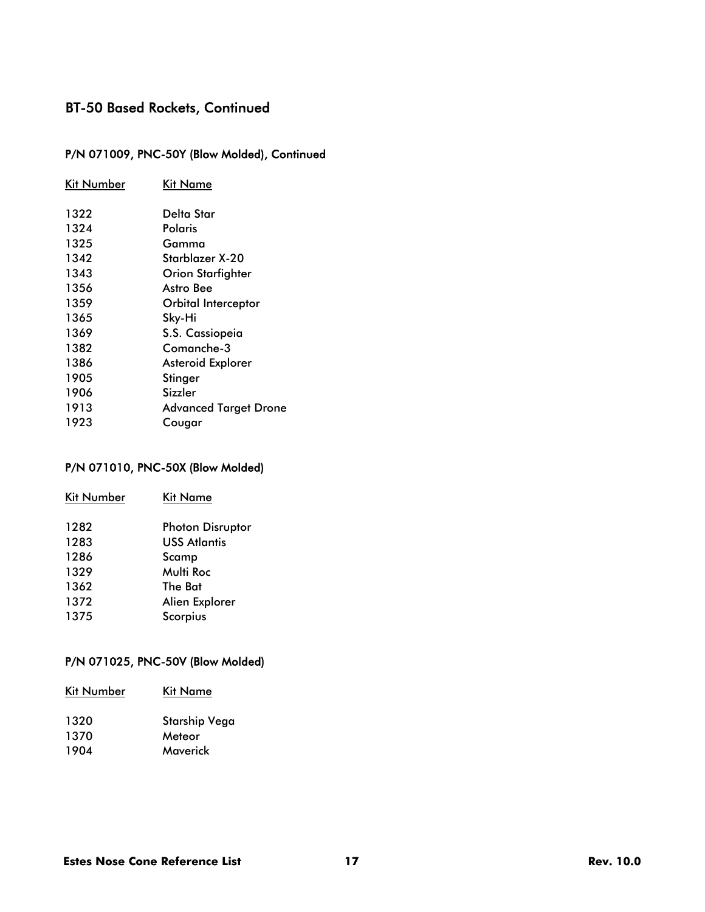## BT-50 Based Rockets, Continued

### P/N 071009, PNC-50Y (Blow Molded), Continued

| Kit Number | Kit Name |
|---|---|
| 1322 | Delta Star |
| 1324 | Polaris |
| 1325 | Gamma |
| 1342 | Starblazer X-20 |
| 1343 | Orion Starfighter |
| 1356 | Astro Bee |
| 1359 | Orbital Interceptor |
| 1365 | Sky-Hi |
| 1369 | S.S. Cassiopeia |
| 1382 | Comanche-3 |
| 1386 | Asteroid Explorer |
| 1905 | Stinger |
| 1906 | Sizzler |
| 1913 | Advanced Target Drone |
| 1923 | Cougar |

### P/N 071010, PNC-50X (Blow Molded)

| Kit Number | Kit Name |
|---|---|
| 1282 | Photon Disruptor |
| 1283 | USS Atlantis |
| 1286 | Scamp |
| 1329 | Multi Roc |
| 1362 | The Bat |
| 1372 | Alien Explorer |
| 1375 | Scorpius |

### P/N 071025, PNC-50V (Blow Molded)

| Kit Number | Kit Name |
|---|---|
| 1320 | Starship Vega |
| 1370 | Meteor |
| 1904 | Maverick |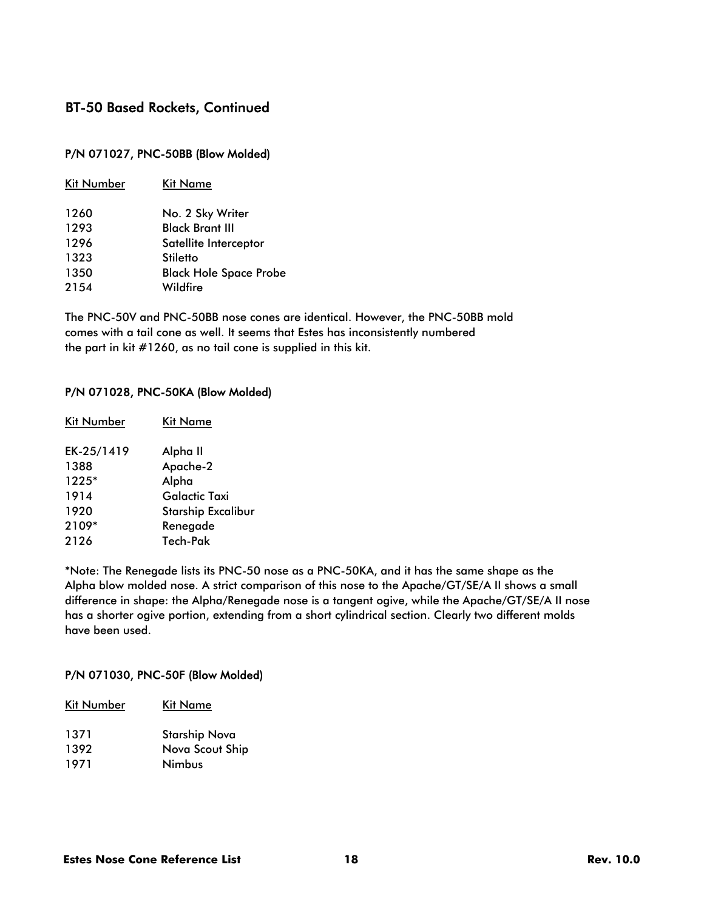## BT-50 Based Rockets, Continued

### P/N 071027, PNC-50BB (Blow Molded)

| Kit Number | Kit Name |
| --- | --- |
| 1260 | No. 2 Sky Writer |
| 1293 | Black Brant III |
| 1296 | Satellite Interceptor |
| 1323 | Stiletto |
| 1350 | Black Hole Space Probe |
| 2154 | Wildfire |

The PNC-50V and PNC-50BB nose cones are identical. However, the PNC-50BB mold comes with a tail cone as well. It seems that Estes has inconsistently numbered the part in kit #1260, as no tail cone is supplied in this kit.

### P/N 071028, PNC-50KA (Blow Molded)

| Kit Number | Kit Name |
| --- | --- |
| EK-25/1419 | Alpha II |
| 1388 | Apache-2 |
| 1225* | Alpha |
| 1914 | Galactic Taxi |
| 1920 | Starship Excalibur |
| 2109* | Renegade |
| 2126 | Tech-Pak |

*Note: The Renegade lists its PNC-50 nose as a PNC-50KA, and it has the same shape as the Alpha blow molded nose. A strict comparison of this nose to the Apache/GT/SE/A II shows a small difference in shape: the Alpha/Renegade nose is a tangent ogive, while the Apache/GT/SE/A II nose has a shorter ogive portion, extending from a short cylindrical section. Clearly two different molds have been used.

### P/N 071030, PNC-50F (Blow Molded)

| Kit Number | Kit Name |
| --- | --- |
| 1371 | Starship Nova |
| 1392 | Nova Scout Ship |
| 1971 | Nimbus |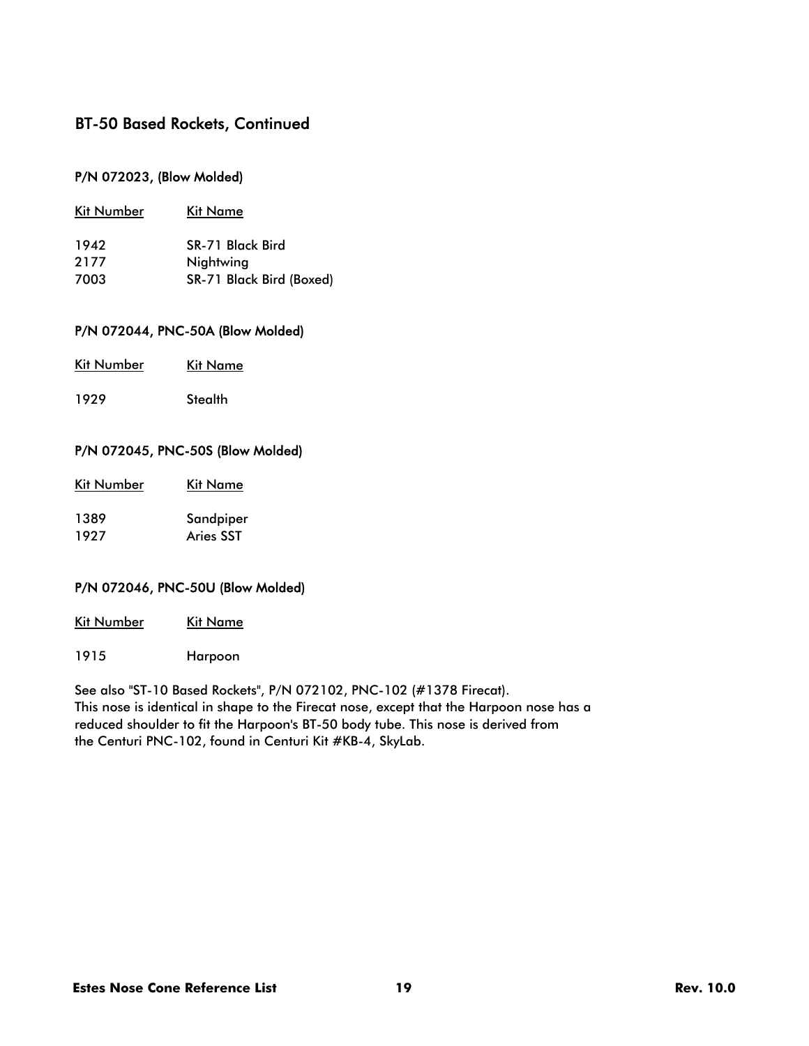## BT-50 Based Rockets, Continued

### P/N 072023, (Blow Molded)

| Kit Number | Kit Name |
|---|---|
| 1942 | SR-71 Black Bird |
| 2177 | Nightwing |
| 7003 | SR-71 Black Bird (Boxed) |

### P/N 072044, PNC-50A (Blow Molded)

| Kit Number | Kit Name |
|---|---|
| 1929 | Stealth |

### P/N 072045, PNC-50S (Blow Molded)

| Kit Number | Kit Name |
|---|---|
| 1389 | Sandpiper |
| 1927 | Aries SST |

### P/N 072046, PNC-50U (Blow Molded)

| Kit Number | Kit Name |
|---|---|
| 1915 | Harpoon |

See also "ST-10 Based Rockets", P/N 072102, PNC-102 (#1378 Firecat).
This nose is identical in shape to the Firecat nose, except that the Harpoon nose has a reduced shoulder to fit the Harpoon's BT-50 body tube. This nose is derived from the Centuri PNC-102, found in Centuri Kit #KB-4, SkyLab.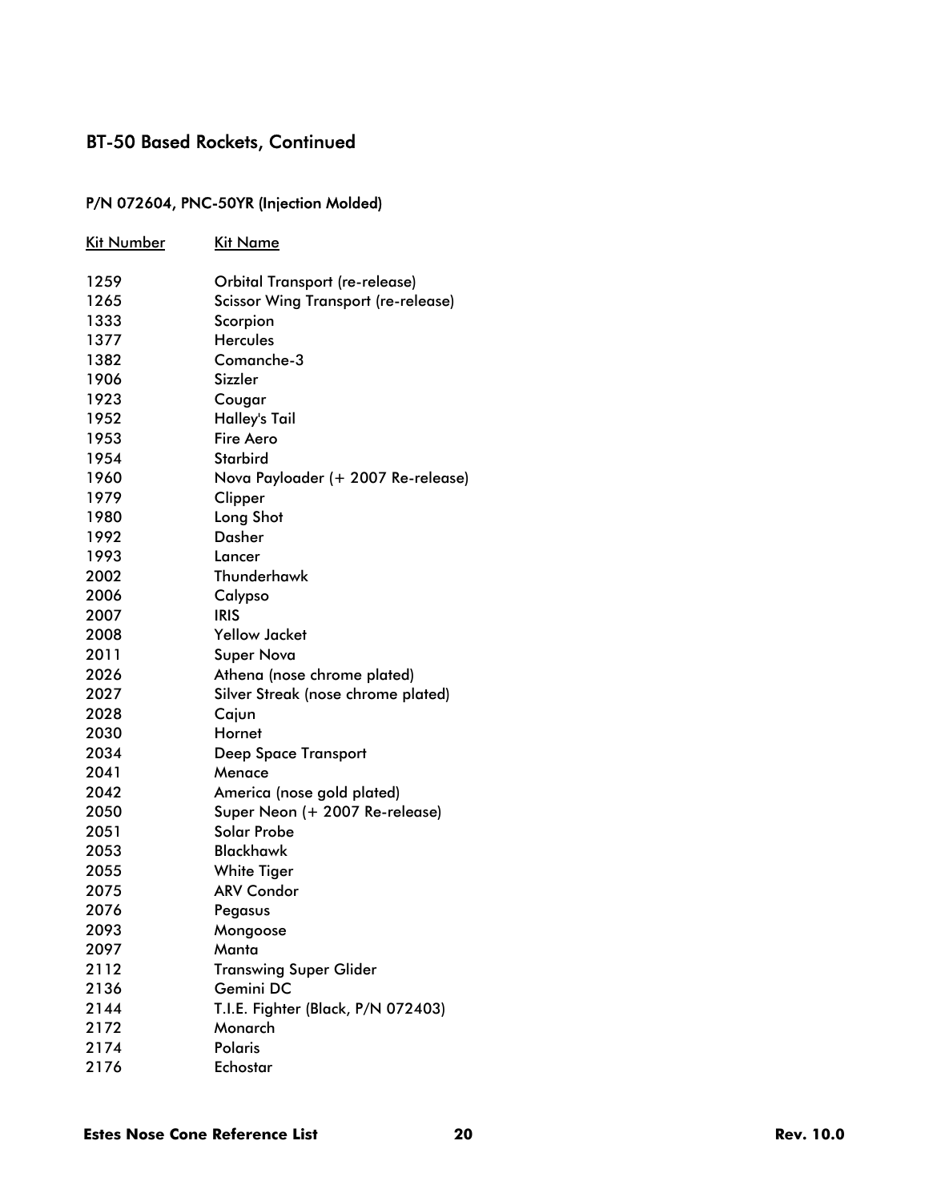## BT-50 Based Rockets, Continued

### P/N 072604, PNC-50YR (Injection Molded)

| Kit Number | Kit Name |
|---|---|
| 1259 | Orbital Transport (re-release) |
| 1265 | Scissor Wing Transport (re-release) |
| 1333 | Scorpion |
| 1377 | Hercules |
| 1382 | Comanche-3 |
| 1906 | Sizzler |
| 1923 | Cougar |
| 1952 | Halley's Tail |
| 1953 | Fire Aero |
| 1954 | Starbird |
| 1960 | Nova Payloader (+ 2007 Re-release) |
| 1979 | Clipper |
| 1980 | Long Shot |
| 1992 | Dasher |
| 1993 | Lancer |
| 2002 | Thunderhawk |
| 2006 | Calypso |
| 2007 | IRIS |
| 2008 | Yellow Jacket |
| 2011 | Super Nova |
| 2026 | Athena (nose chrome plated) |
| 2027 | Silver Streak (nose chrome plated) |
| 2028 | Cajun |
| 2030 | Hornet |
| 2034 | Deep Space Transport |
| 2041 | Menace |
| 2042 | America (nose gold plated) |
| 2050 | Super Neon (+ 2007 Re-release) |
| 2051 | Solar Probe |
| 2053 | Blackhawk |
| 2055 | White Tiger |
| 2075 | ARV Condor |
| 2076 | Pegasus |
| 2093 | Mongoose |
| 2097 | Manta |
| 2112 | Transwing Super Glider |
| 2136 | Gemini DC |
| 2144 | T.I.E. Fighter (Black, P/N 072403) |
| 2172 | Monarch |
| 2174 | Polaris |
| 2176 | Echostar |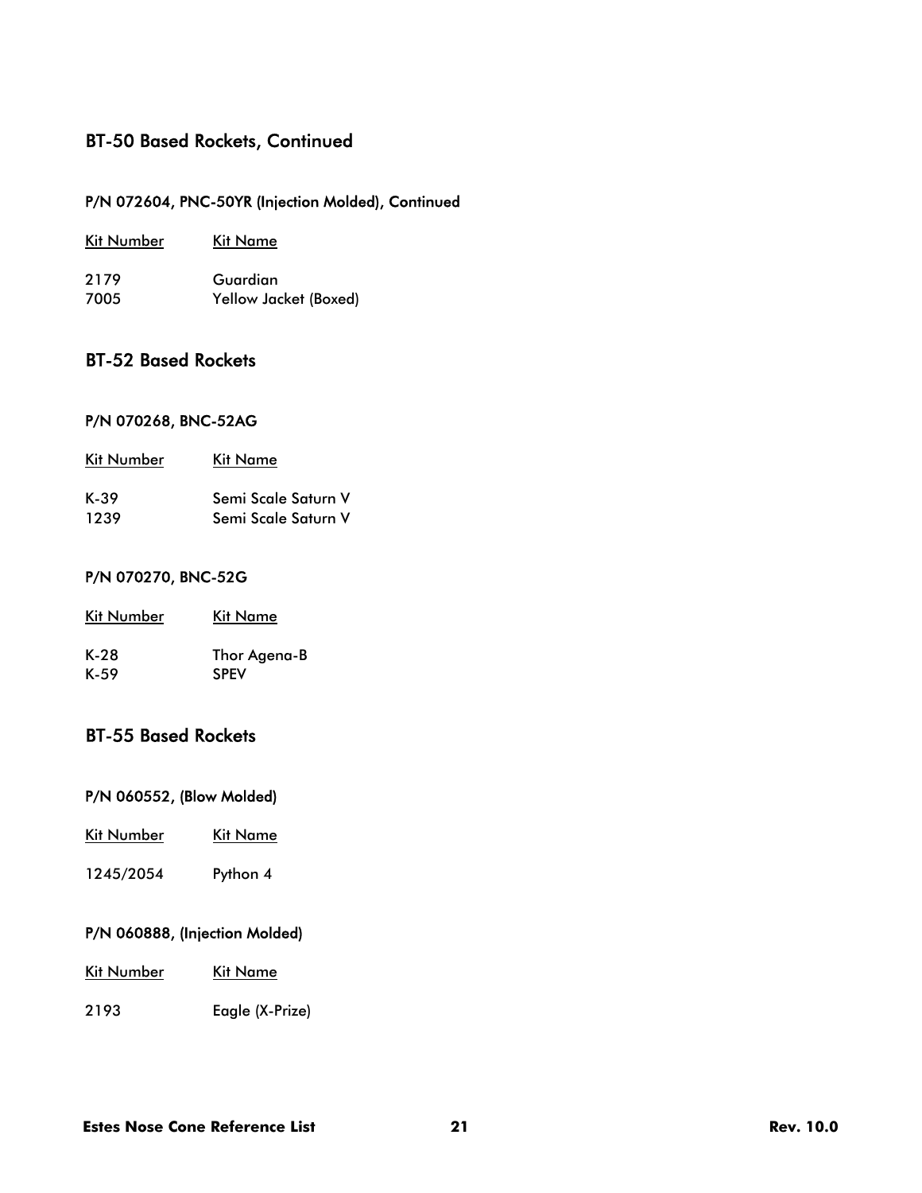## BT-50 Based Rockets, Continued

### P/N 072604, PNC-50YR (Injection Molded), Continued

| Kit Number | Kit Name |
|---|---|
| 2179 | Guardian |
| 7005 | Yellow Jacket (Boxed) |

## BT-52 Based Rockets

### P/N 070268, BNC-52AG

| Kit Number | Kit Name |
|---|---|
| K-39 | Semi Scale Saturn V |
| 1239 | Semi Scale Saturn V |

### P/N 070270, BNC-52G

| Kit Number | Kit Name |
|---|---|
| K-28 | Thor Agena-B |
| K-59 | SPEV |

## BT-55 Based Rockets

### P/N 060552, (Blow Molded)

| Kit Number | Kit Name |
|---|---|
| 1245/2054 | Python 4 |

### P/N 060888, (Injection Molded)

| Kit Number | Kit Name |
|---|---|
| 2193 | Eagle (X-Prize) |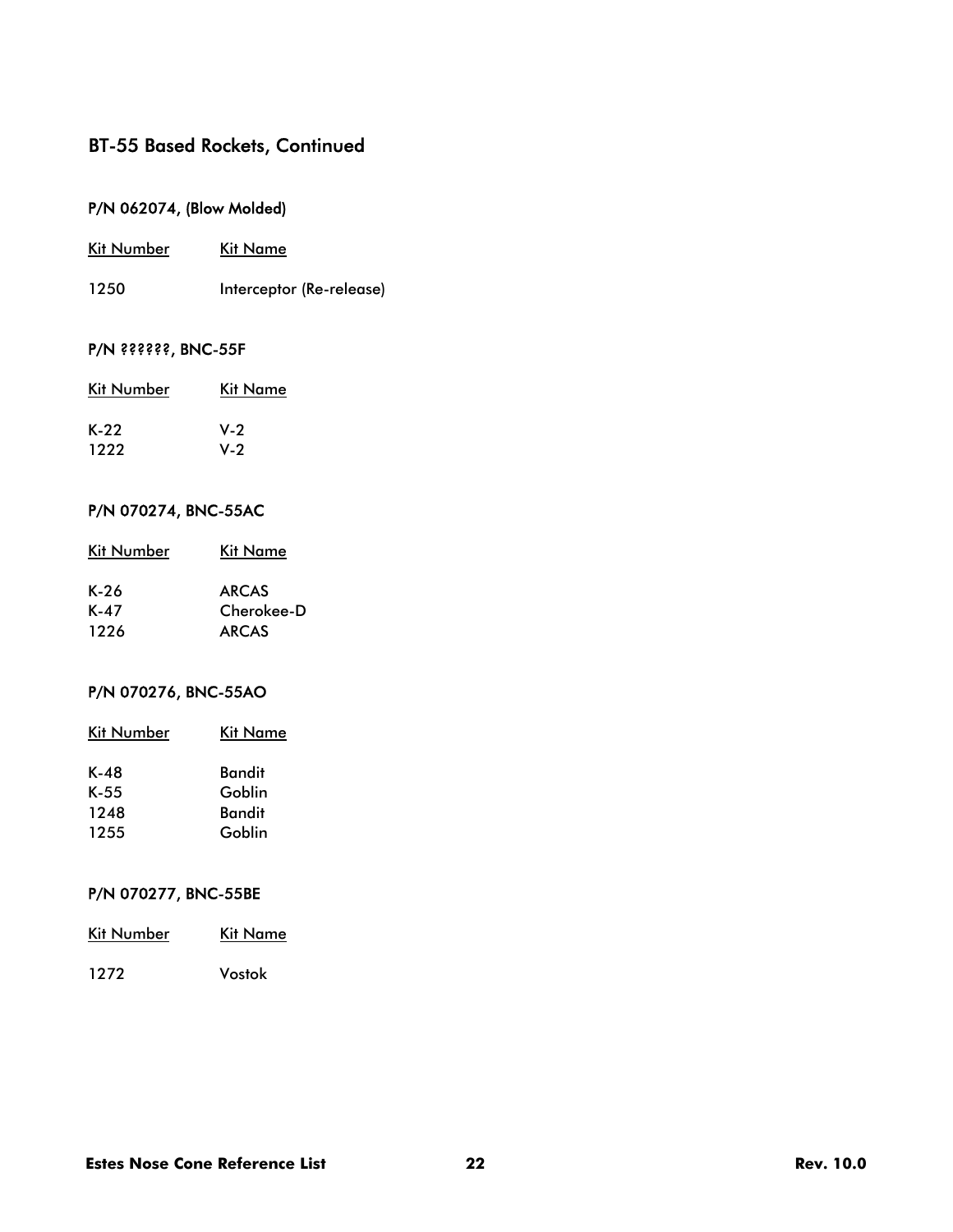## BT-55 Based Rockets, Continued

### P/N 062074, (Blow Molded)

| Kit Number | Kit Name |
| --- | --- |
| 1250 | Interceptor (Re-release) |

### P/N ??????, BNC-55F

| Kit Number | Kit Name |
| --- | --- |
| K-22 | V-2 |
| 1222 | V-2 |

### P/N 070274, BNC-55AC

| Kit Number | Kit Name |
| --- | --- |
| K-26 | ARCAS |
| K-47 | Cherokee-D |
| 1226 | ARCAS |

### P/N 070276, BNC-55AO

| Kit Number | Kit Name |
| --- | --- |
| K-48 | Bandit |
| K-55 | Goblin |
| 1248 | Bandit |
| 1255 | Goblin |

### P/N 070277, BNC-55BE

| Kit Number | Kit Name |
| --- | --- |
| 1272 | Vostok |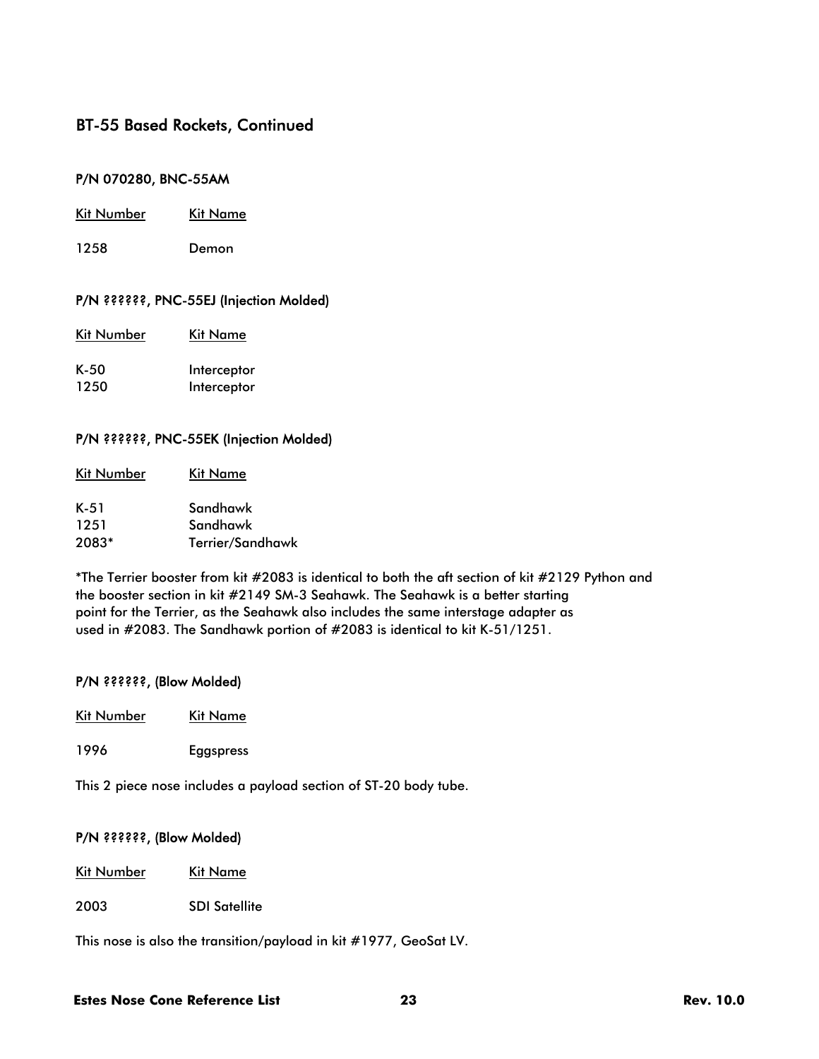## BT-55 Based Rockets, Continued

### P/N 070280, BNC-55AM

| Kit Number | Kit Name |
|---|---|
| 1258 | Demon |

### P/N ??????, PNC-55EJ (Injection Molded)

| Kit Number | Kit Name |
|---|---|
| K-50 | Interceptor |
| 1250 | Interceptor |

### P/N ??????, PNC-55EK (Injection Molded)

| Kit Number | Kit Name |
|---|---|
| K-51 | Sandhawk |
| 1251 | Sandhawk |
| 2083* | Terrier/Sandhawk |

*The Terrier booster from kit #2083 is identical to both the aft section of kit #2129 Python and the booster section in kit #2149 SM-3 Seahawk. The Seahawk is a better starting point for the Terrier, as the Seahawk also includes the same interstage adapter as used in #2083. The Sandhawk portion of #2083 is identical to kit K-51/1251.

### P/N ??????, (Blow Molded)

| Kit Number | Kit Name |
|---|---|
| 1996 | Eggspress |

This 2 piece nose includes a payload section of ST-20 body tube.

### P/N ??????, (Blow Molded)

| Kit Number | Kit Name |
|---|---|
| 2003 | SDI Satellite |

This nose is also the transition/payload in kit #1977, GeoSat LV.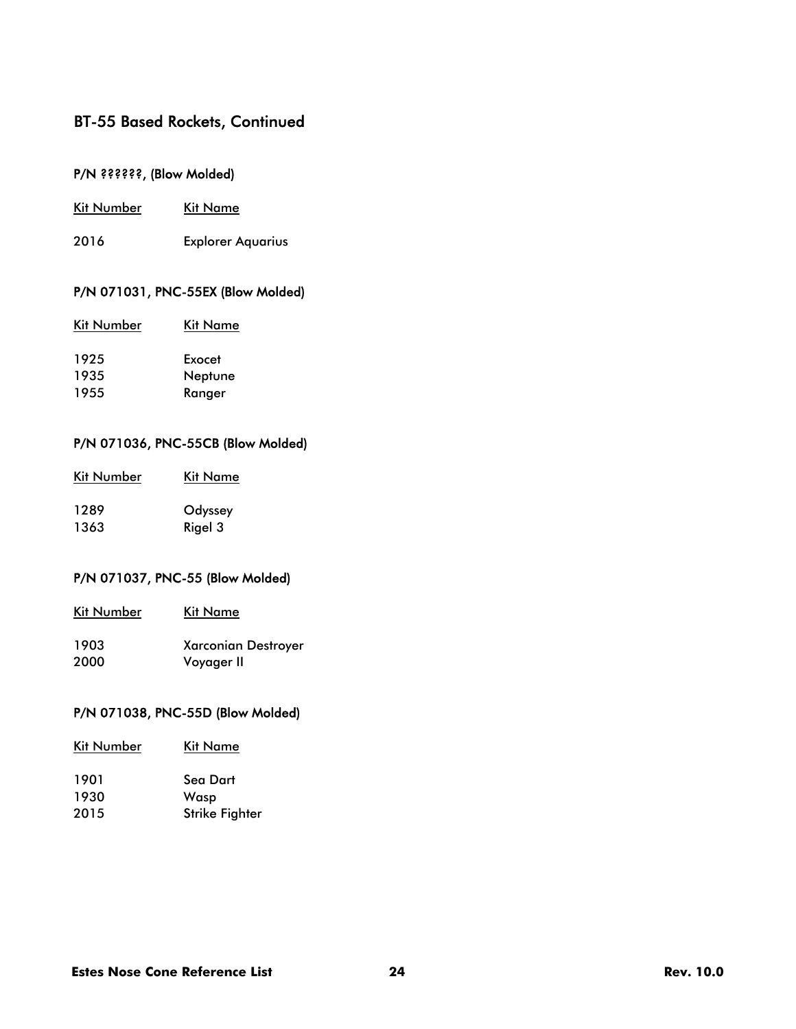## BT-55 Based Rockets, Continued

### P/N ??????, (Blow Molded)

| Kit Number | Kit Name |
|---|---|
| 2016 | Explorer Aquarius |

### P/N 071031, PNC-55EX (Blow Molded)

| Kit Number | Kit Name |
|---|---|
| 1925 | Exocet |
| 1935 | Neptune |
| 1955 | Ranger |

### P/N 071036, PNC-55CB (Blow Molded)

| Kit Number | Kit Name |
|---|---|
| 1289 | Odyssey |
| 1363 | Rigel 3 |

### P/N 071037, PNC-55 (Blow Molded)

| Kit Number | Kit Name |
|---|---|
| 1903 | Xarconian Destroyer |
| 2000 | Voyager II |

### P/N 071038, PNC-55D (Blow Molded)

| Kit Number | Kit Name |
|---|---|
| 1901 | Sea Dart |
| 1930 | Wasp |
| 2015 | Strike Fighter |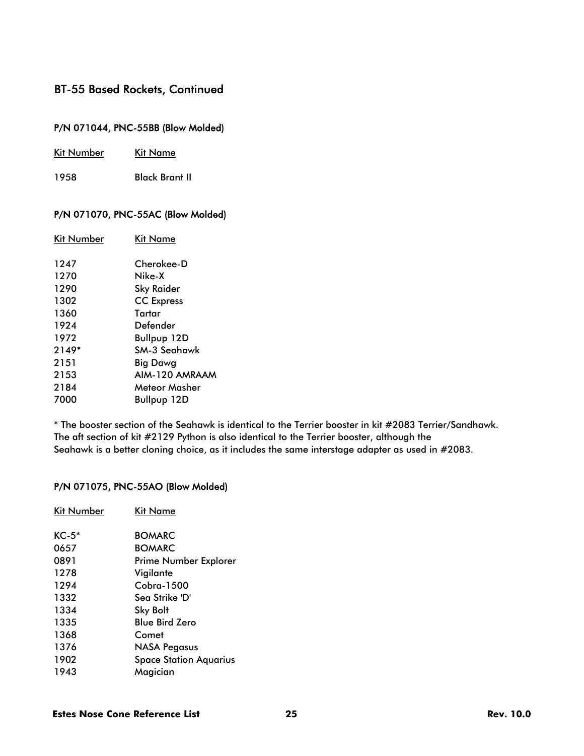## BT-55 Based Rockets, Continued

### P/N 071044, PNC-55BB (Blow Molded)

| Kit Number | Kit Name |
| --- | --- |
| 1958 | Black Brant II |

### P/N 071070, PNC-55AC (Blow Molded)

| Kit Number | Kit Name |
| --- | --- |
| 1247 | Cherokee-D |
| 1270 | Nike-X |
| 1290 | Sky Raider |
| 1302 | CC Express |
| 1360 | Tartar |
| 1924 | Defender |
| 1972 | Bullpup 12D |
| 2149* | SM-3 Seahawk |
| 2151 | Big Dawg |
| 2153 | AIM-120 AMRAAM |
| 2184 | Meteor Masher |
| 7000 | Bullpup 12D |

* The booster section of the Seahawk is identical to the Terrier booster in kit #2083 Terrier/Sandhawk. The aft section of kit #2129 Python is also identical to the Terrier booster, although the Seahawk is a better cloning choice, as it includes the same interstage adapter as used in #2083.

### P/N 071075, PNC-55AO (Blow Molded)

| Kit Number | Kit Name |
| --- | --- |
| KC-5* | BOMARC |
| 0657 | BOMARC |
| 0891 | Prime Number Explorer |
| 1278 | Vigilante |
| 1294 | Cobra-1500 |
| 1332 | Sea Strike 'D' |
| 1334 | Sky Bolt |
| 1335 | Blue Bird Zero |
| 1368 | Comet |
| 1376 | NASA Pegasus |
| 1902 | Space Station Aquarius |
| 1943 | Magician |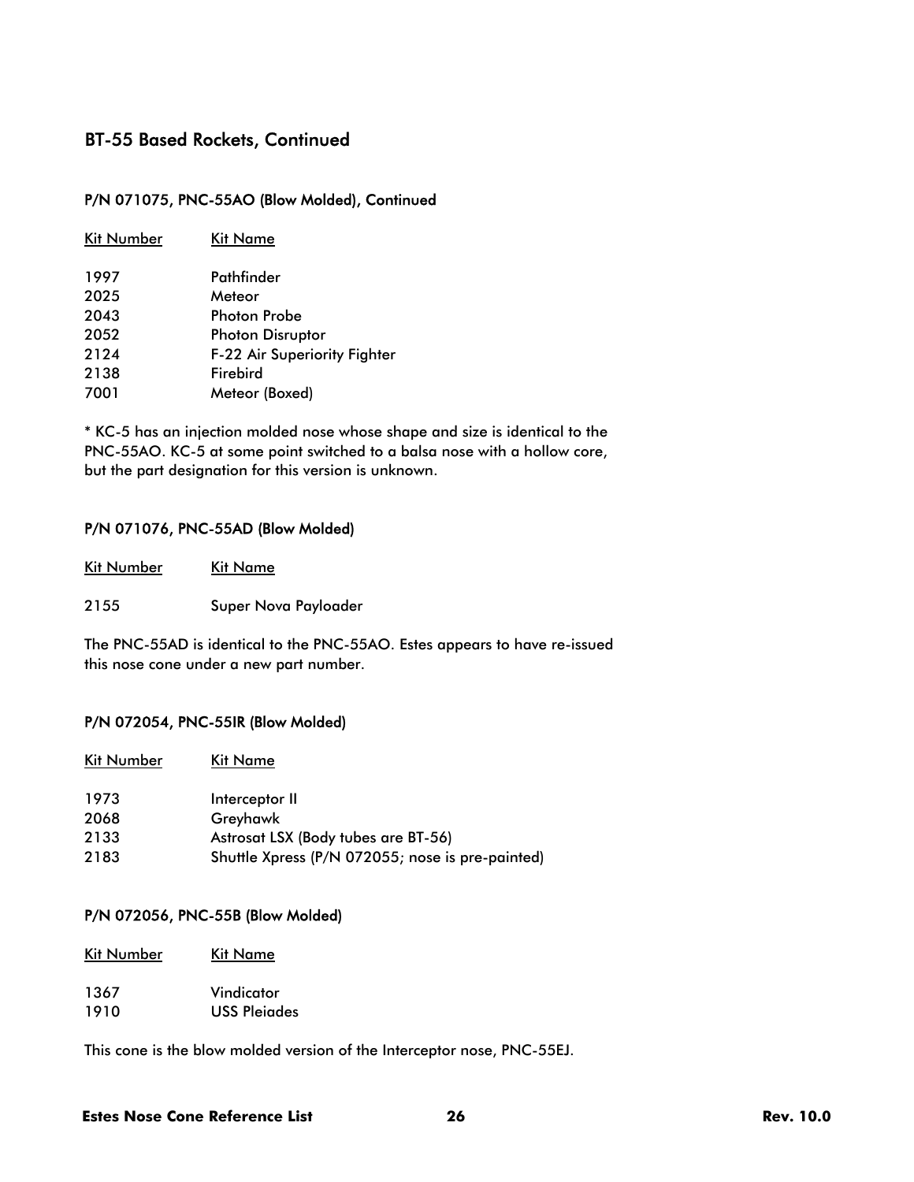## BT-55 Based Rockets, Continued

### P/N 071075, PNC-55AO (Blow Molded), Continued

| Kit Number | Kit Name |
|---|---|
| 1997 | Pathfinder |
| 2025 | Meteor |
| 2043 | Photon Probe |
| 2052 | Photon Disruptor |
| 2124 | F-22 Air Superiority Fighter |
| 2138 | Firebird |
| 7001 | Meteor (Boxed) |

* KC-5 has an injection molded nose whose shape and size is identical to the PNC-55AO. KC-5 at some point switched to a balsa nose with a hollow core, but the part designation for this version is unknown.

### P/N 071076, PNC-55AD (Blow Molded)

| Kit Number | Kit Name |
|---|---|
| 2155 | Super Nova Payloader |

The PNC-55AD is identical to the PNC-55AO. Estes appears to have re-issued this nose cone under a new part number.

### P/N 072054, PNC-55IR (Blow Molded)

| Kit Number | Kit Name |
|---|---|
| 1973 | Interceptor II |
| 2068 | Greyhawk |
| 2133 | Astrosat LSX (Body tubes are BT-56) |
| 2183 | Shuttle Xpress (P/N 072055; nose is pre-painted) |

### P/N 072056, PNC-55B (Blow Molded)

| Kit Number | Kit Name |
|---|---|
| 1367 | Vindicator |
| 1910 | USS Pleiades |

This cone is the blow molded version of the Interceptor nose, PNC-55EJ.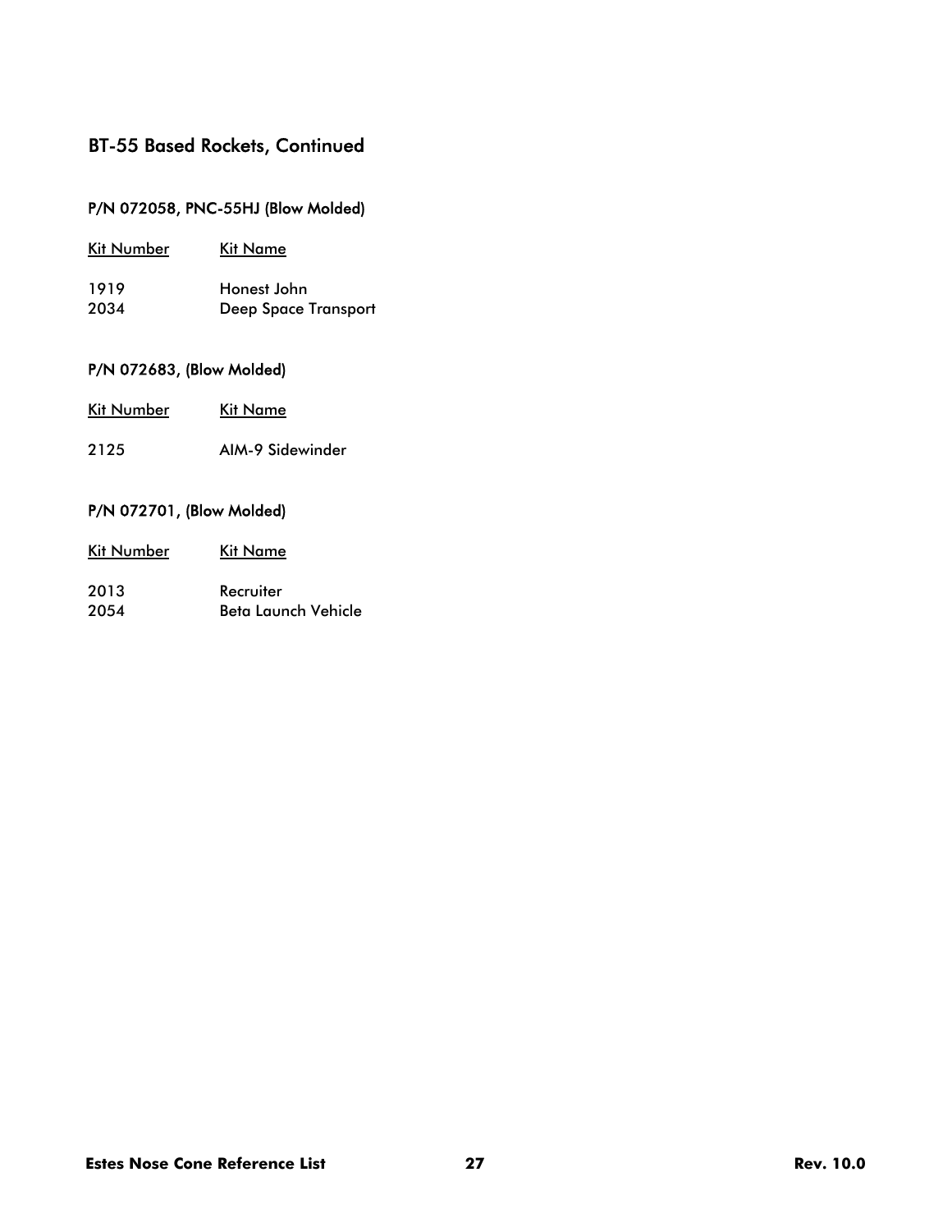## BT-55 Based Rockets, Continued

### P/N 072058, PNC-55HJ (Blow Molded)

| Kit Number | Kit Name |
| --- | --- |
| 1919 | Honest John |
| 2034 | Deep Space Transport |

### P/N 072683, (Blow Molded)

| Kit Number | Kit Name |
| --- | --- |
| 2125 | AIM-9 Sidewinder |

### P/N 072701, (Blow Molded)

| Kit Number | Kit Name |
| --- | --- |
| 2013 | Recruiter |
| 2054 | Beta Launch Vehicle |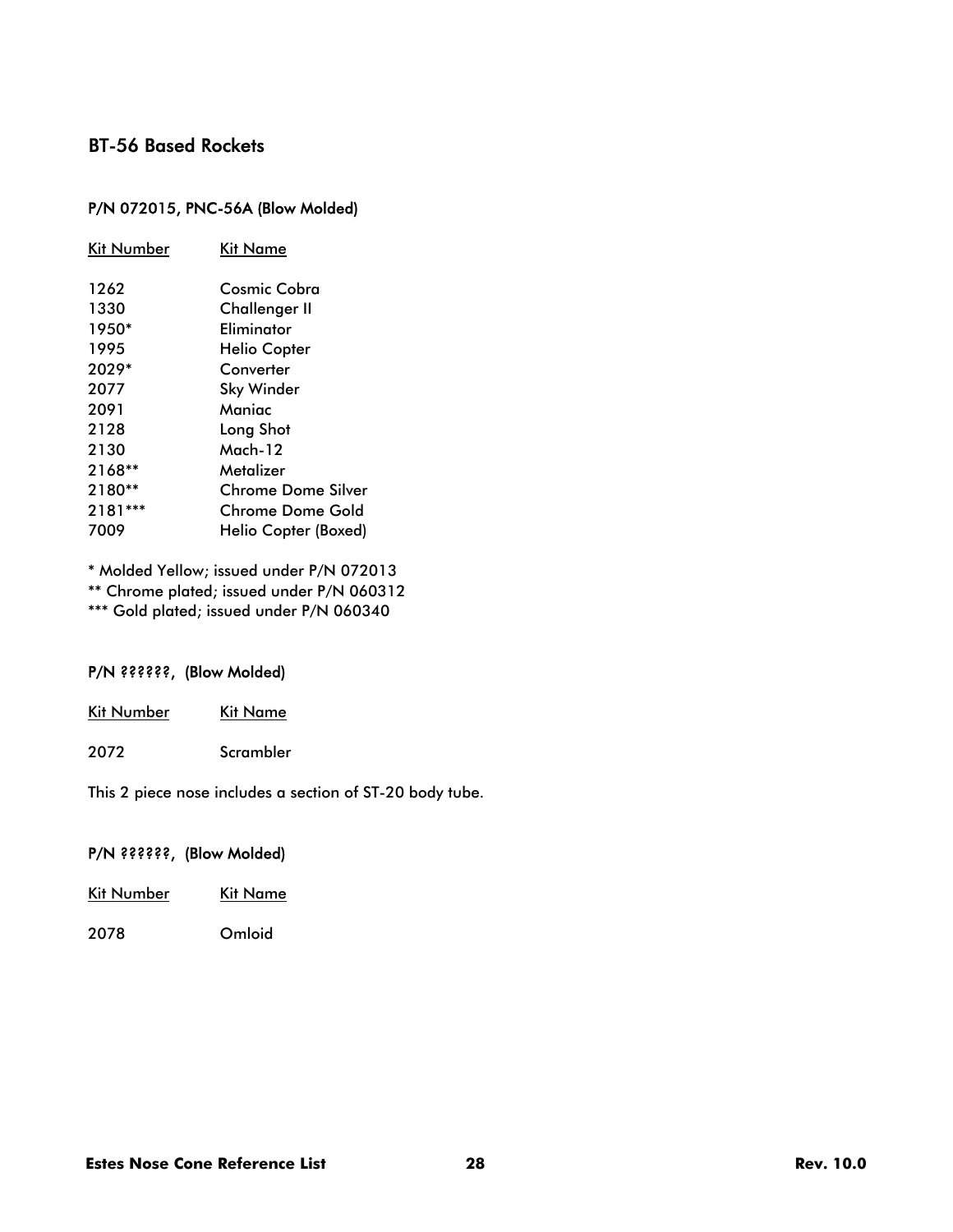## BT-56 Based Rockets

### P/N 072015, PNC-56A (Blow Molded)

| Kit Number | Kit Name |
|---|---|
| 1262 | Cosmic Cobra |
| 1330 | Challenger II |
| 1950* | Eliminator |
| 1995 | Helio Copter |
| 2029* | Converter |
| 2077 | Sky Winder |
| 2091 | Maniac |
| 2128 | Long Shot |
| 2130 | Mach-12 |
| 2168** | Metalizer |
| 2180** | Chrome Dome Silver |
| 2181*** | Chrome Dome Gold |
| 7009 | Helio Copter (Boxed) |

* Molded Yellow; issued under P/N 072013
** Chrome plated; issued under P/N 060312
*** Gold plated; issued under P/N 060340

### P/N ??????, (Blow Molded)

| Kit Number | Kit Name |
|---|---|
| 2072 | Scrambler |

This 2 piece nose includes a section of ST-20 body tube.

### P/N ??????, (Blow Molded)

| Kit Number | Kit Name |
|---|---|
| 2078 | Omloid |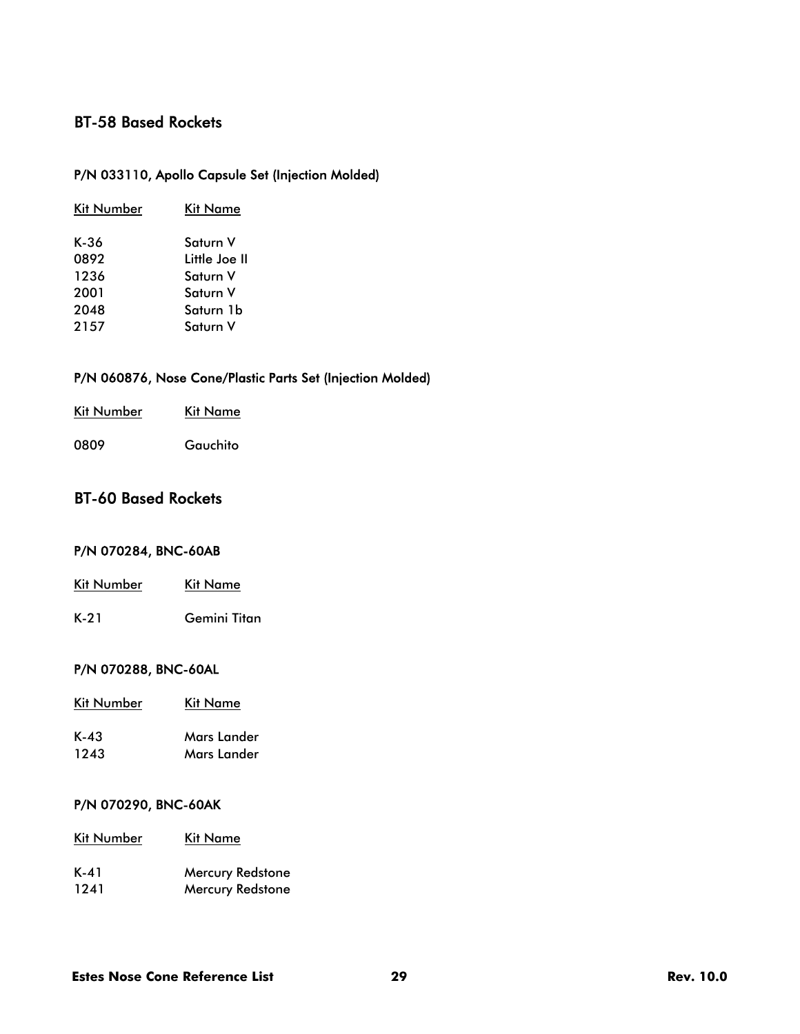## BT-58 Based Rockets

### P/N 033110, Apollo Capsule Set (Injection Molded)

| Kit Number | Kit Name |
|---|---|
| K-36 | Saturn V |
| 0892 | Little Joe II |
| 1236 | Saturn V |
| 2001 | Saturn V |
| 2048 | Saturn 1b |
| 2157 | Saturn V |

### P/N 060876, Nose Cone/Plastic Parts Set (Injection Molded)

| Kit Number | Kit Name |
|---|---|
| 0809 | Gauchito |

## BT-60 Based Rockets

### P/N 070284, BNC-60AB

| Kit Number | Kit Name |
|---|---|
| K-21 | Gemini Titan |

### P/N 070288, BNC-60AL

| Kit Number | Kit Name |
|---|---|
| K-43 | Mars Lander |
| 1243 | Mars Lander |

### P/N 070290, BNC-60AK

| Kit Number | Kit Name |
|---|---|
| K-41 | Mercury Redstone |
| 1241 | Mercury Redstone |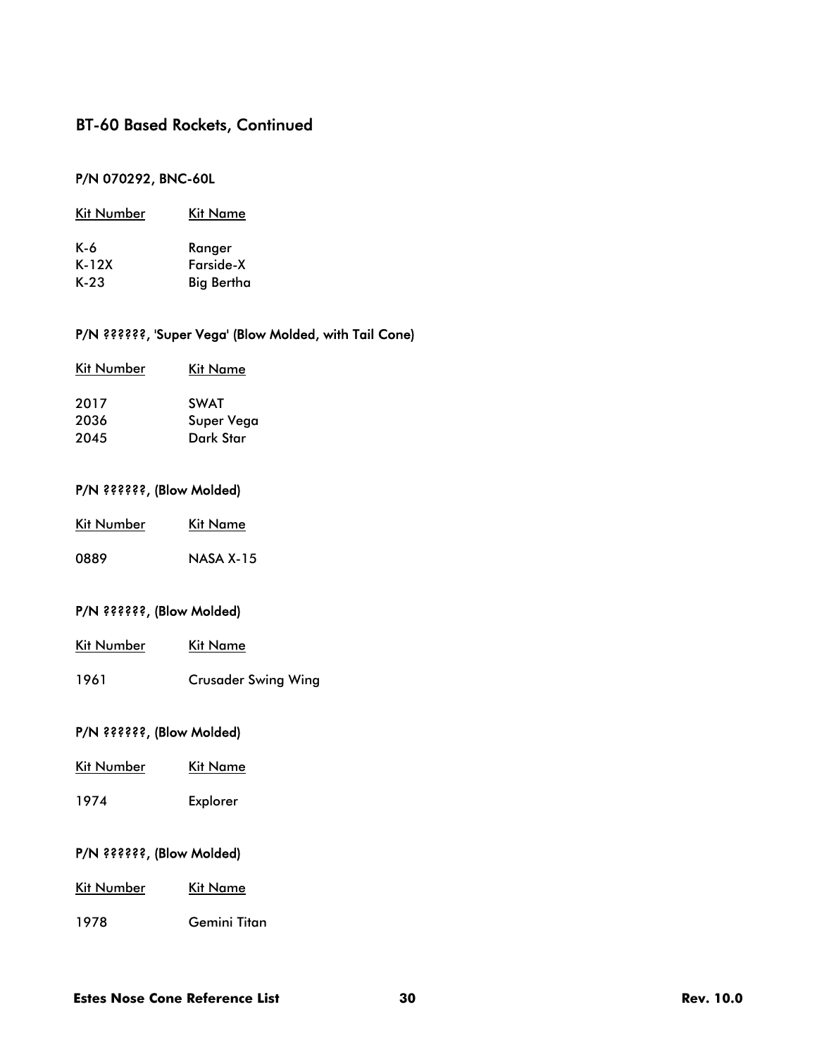## BT-60 Based Rockets, Continued

### P/N 070292, BNC-60L

| Kit Number | Kit Name |
|---|---|
| K-6 | Ranger |
| K-12X | Farside-X |
| K-23 | Big Bertha |

### P/N ??????, 'Super Vega' (Blow Molded, with Tail Cone)

| Kit Number | Kit Name |
|---|---|
| 2017 | SWAT |
| 2036 | Super Vega |
| 2045 | Dark Star |

### P/N ??????, (Blow Molded)

| Kit Number | Kit Name |
|---|---|
| 0889 | NASA X-15 |

### P/N ??????, (Blow Molded)

| Kit Number | Kit Name |
|---|---|
| 1961 | Crusader Swing Wing |

### P/N ??????, (Blow Molded)

| Kit Number | Kit Name |
|---|---|
| 1974 | Explorer |

### P/N ??????, (Blow Molded)

| Kit Number | Kit Name |
|---|---|
| 1978 | Gemini Titan |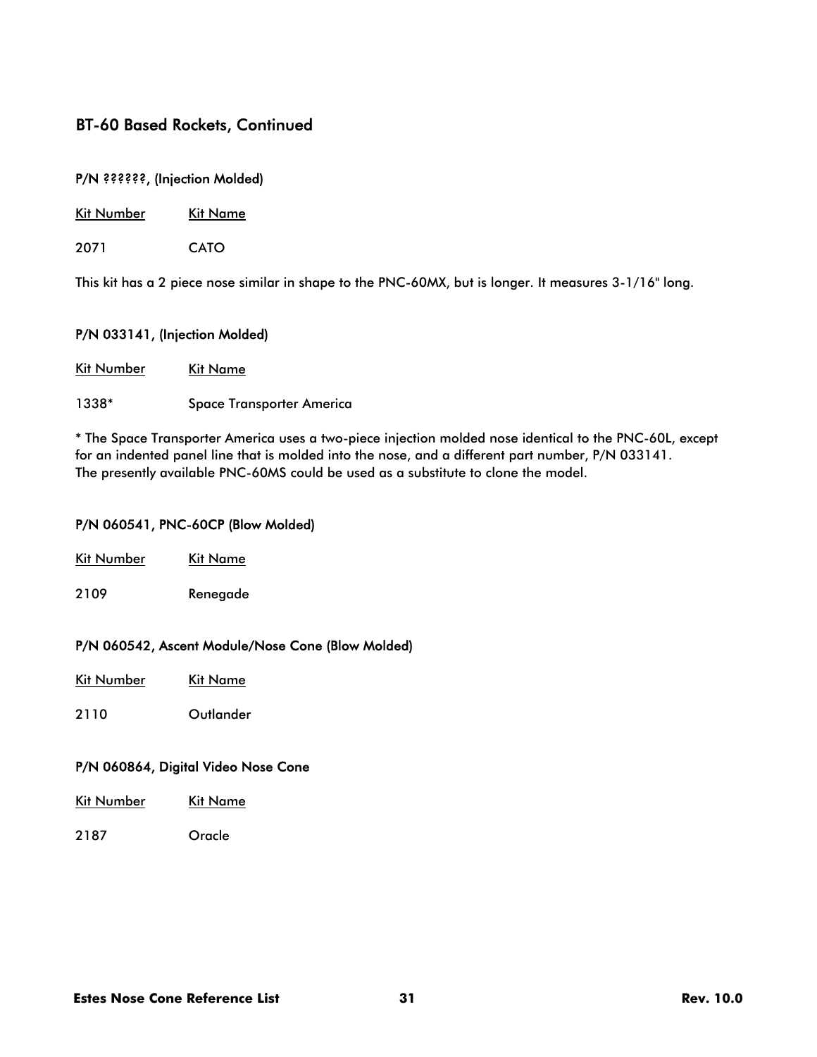## BT-60 Based Rockets, Continued

### P/N ??????, (Injection Molded)

| Kit Number | Kit Name |
|---|---|
| 2071 | CATO |

This kit has a 2 piece nose similar in shape to the PNC-60MX, but is longer. It measures 3-1/16" long.

### P/N 033141, (Injection Molded)

| Kit Number | Kit Name |
|---|---|
| 1338* | Space Transporter America |

* The Space Transporter America uses a two-piece injection molded nose identical to the PNC-60L, except for an indented panel line that is molded into the nose, and a different part number, P/N 033141. The presently available PNC-60MS could be used as a substitute to clone the model.

### P/N 060541, PNC-60CP (Blow Molded)

| Kit Number | Kit Name |
|---|---|
| 2109 | Renegade |

### P/N 060542, Ascent Module/Nose Cone (Blow Molded)

| Kit Number | Kit Name |
|---|---|
| 2110 | Outlander |

### P/N 060864, Digital Video Nose Cone

| Kit Number | Kit Name |
|---|---|
| 2187 | Oracle |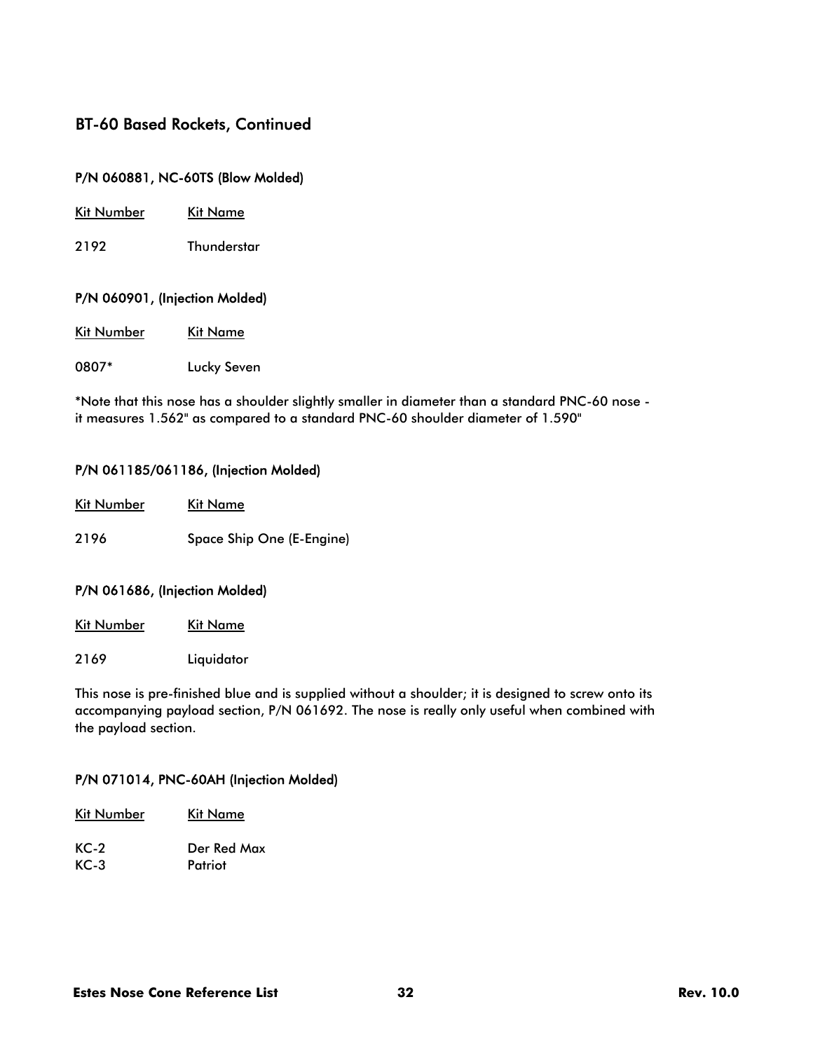## BT-60 Based Rockets, Continued

### P/N 060881, NC-60TS (Blow Molded)

| Kit Number | Kit Name |
|---|---|
| 2192 | Thunderstar |

### P/N 060901, (Injection Molded)

| Kit Number | Kit Name |
|---|---|
| 0807* | Lucky Seven |

*Note that this nose has a shoulder slightly smaller in diameter than a standard PNC-60 nose - it measures 1.562" as compared to a standard PNC-60 shoulder diameter of 1.590"

### P/N 061185/061186, (Injection Molded)

| Kit Number | Kit Name |
|---|---|
| 2196 | Space Ship One (E-Engine) |

### P/N 061686, (Injection Molded)

| Kit Number | Kit Name |
|---|---|
| 2169 | Liquidator |

This nose is pre-finished blue and is supplied without a shoulder; it is designed to screw onto its accompanying payload section, P/N 061692. The nose is really only useful when combined with the payload section.

### P/N 071014, PNC-60AH (Injection Molded)

| Kit Number | Kit Name |
|---|---|
| KC-2 | Der Red Max |
| KC-3 | Patriot |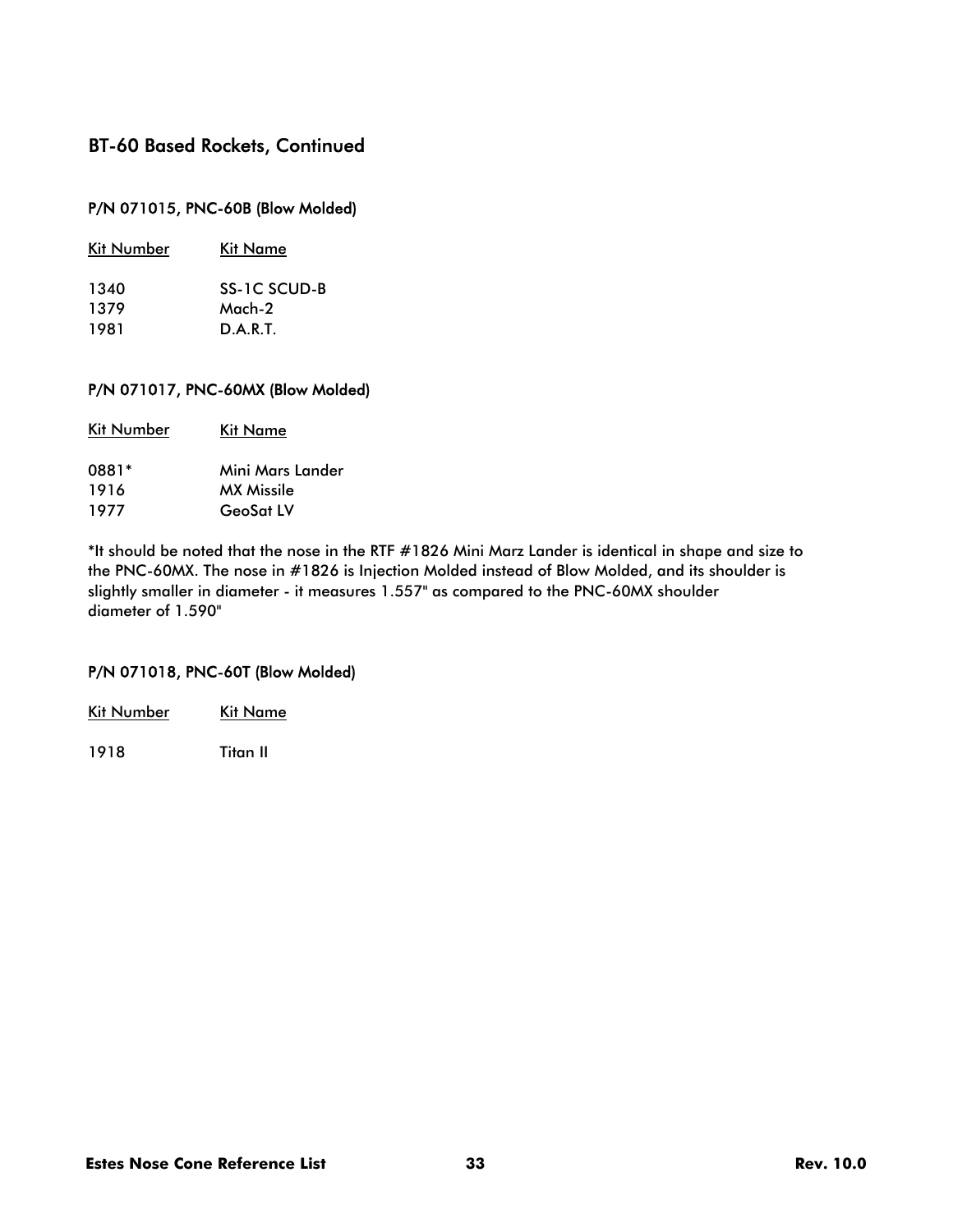## BT-60 Based Rockets, Continued

### P/N 071015, PNC-60B (Blow Molded)

| Kit Number | Kit Name |
|---|---|
| 1340 | SS-1C SCUD-B |
| 1379 | Mach-2 |
| 1981 | D.A.R.T. |

### P/N 071017, PNC-60MX (Blow Molded)

| Kit Number | Kit Name |
|---|---|
| 0881* | Mini Mars Lander |
| 1916 | MX Missile |
| 1977 | GeoSat LV |

*It should be noted that the nose in the RTF #1826 Mini Marz Lander is identical in shape and size to the PNC-60MX. The nose in #1826 is Injection Molded instead of Blow Molded, and its shoulder is slightly smaller in diameter - it measures 1.557" as compared to the PNC-60MX shoulder diameter of 1.590"

### P/N 071018, PNC-60T (Blow Molded)

| Kit Number | Kit Name |
|---|---|
| 1918 | Titan II |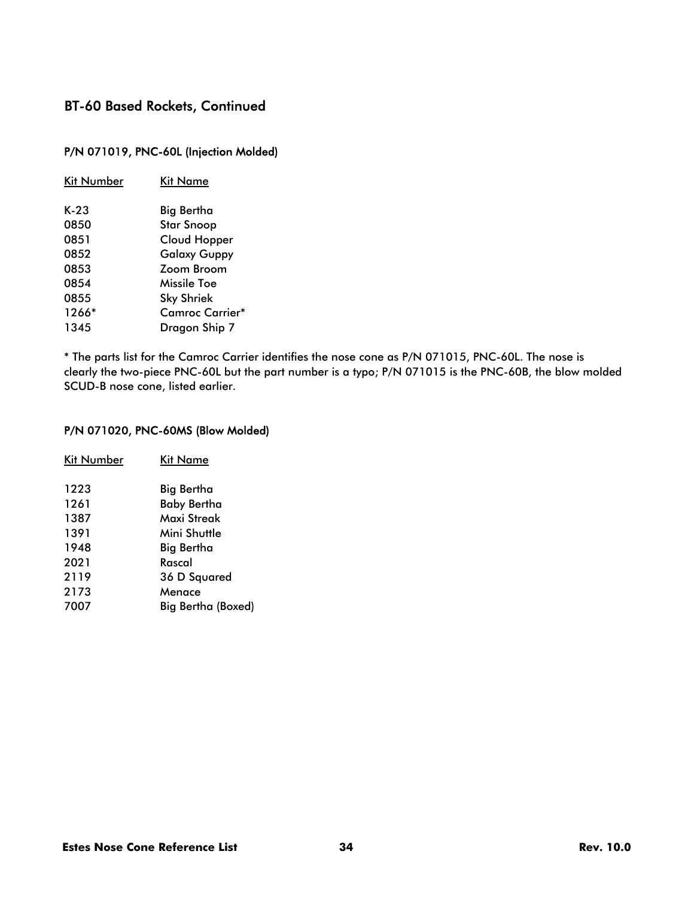## BT-60 Based Rockets, Continued

### P/N 071019, PNC-60L (Injection Molded)

| Kit Number | Kit Name |
| --- | --- |
| K-23 | Big Bertha |
| 0850 | Star Snoop |
| 0851 | Cloud Hopper |
| 0852 | Galaxy Guppy |
| 0853 | Zoom Broom |
| 0854 | Missile Toe |
| 0855 | Sky Shriek |
| 1266* | Camroc Carrier* |
| 1345 | Dragon Ship 7 |

* The parts list for the Camroc Carrier identifies the nose cone as P/N 071015, PNC-60L. The nose is clearly the two-piece PNC-60L but the part number is a typo; P/N 071015 is the PNC-60B, the blow molded SCUD-B nose cone, listed earlier.

### P/N 071020, PNC-60MS (Blow Molded)

| Kit Number | Kit Name |
| --- | --- |
| 1223 | Big Bertha |
| 1261 | Baby Bertha |
| 1387 | Maxi Streak |
| 1391 | Mini Shuttle |
| 1948 | Big Bertha |
| 2021 | Rascal |
| 2119 | 36 D Squared |
| 2173 | Menace |
| 7007 | Big Bertha (Boxed) |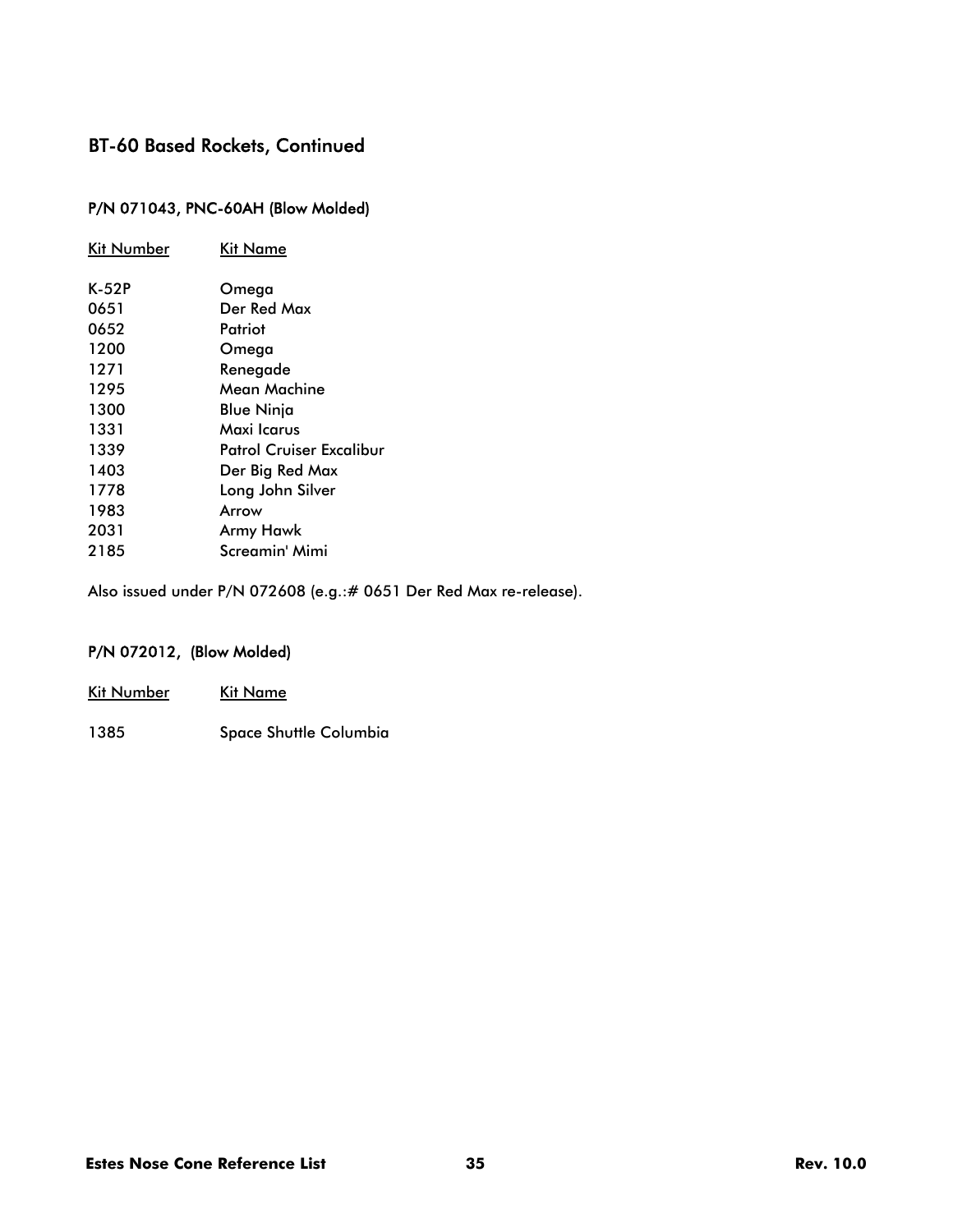## BT-60 Based Rockets, Continued

### P/N 071043, PNC-60AH (Blow Molded)

| Kit Number | Kit Name |
|---|---|
| K-52P | Omega |
| 0651 | Der Red Max |
| 0652 | Patriot |
| 1200 | Omega |
| 1271 | Renegade |
| 1295 | Mean Machine |
| 1300 | Blue Ninja |
| 1331 | Maxi Icarus |
| 1339 | Patrol Cruiser Excalibur |
| 1403 | Der Big Red Max |
| 1778 | Long John Silver |
| 1983 | Arrow |
| 2031 | Army Hawk |
| 2185 | Screamin' Mimi |

Also issued under P/N 072608 (e.g.:# 0651 Der Red Max re-release).

### P/N 072012, (Blow Molded)

| Kit Number | Kit Name |
|---|---|
| 1385 | Space Shuttle Columbia |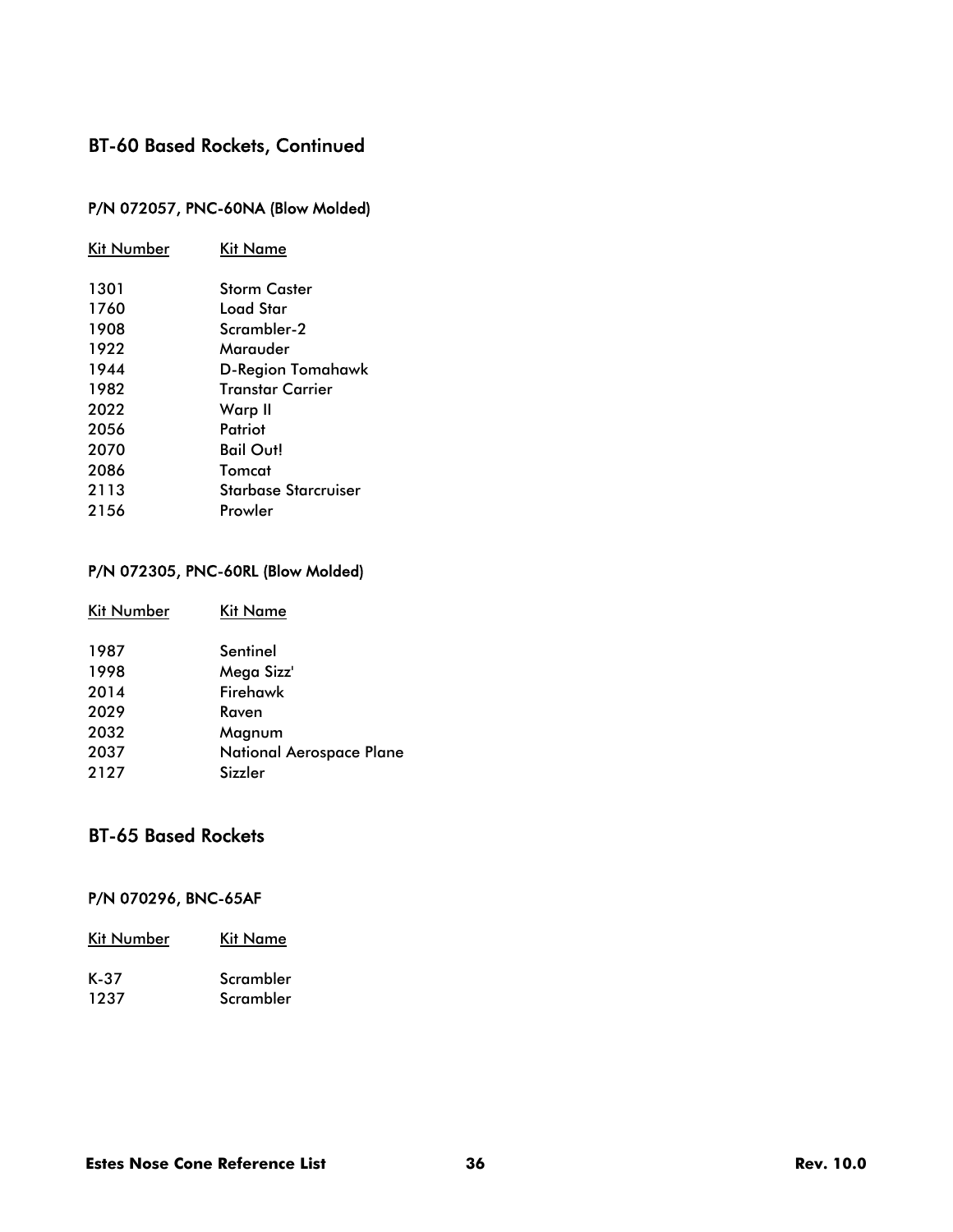## BT-60 Based Rockets, Continued

### P/N 072057, PNC-60NA (Blow Molded)

| Kit Number | Kit Name |
| --- | --- |
| 1301 | Storm Caster |
| 1760 | Load Star |
| 1908 | Scrambler-2 |
| 1922 | Marauder |
| 1944 | D-Region Tomahawk |
| 1982 | Transtar Carrier |
| 2022 | Warp II |
| 2056 | Patriot |
| 2070 | Bail Out! |
| 2086 | Tomcat |
| 2113 | Starbase Starcruiser |
| 2156 | Prowler |

### P/N 072305, PNC-60RL (Blow Molded)

| Kit Number | Kit Name |
| --- | --- |
| 1987 | Sentinel |
| 1998 | Mega Sizz' |
| 2014 | Firehawk |
| 2029 | Raven |
| 2032 | Magnum |
| 2037 | National Aerospace Plane |
| 2127 | Sizzler |

## BT-65 Based Rockets

### P/N 070296, BNC-65AF

| Kit Number | Kit Name |
| --- | --- |
| K-37 | Scrambler |
| 1237 | Scrambler |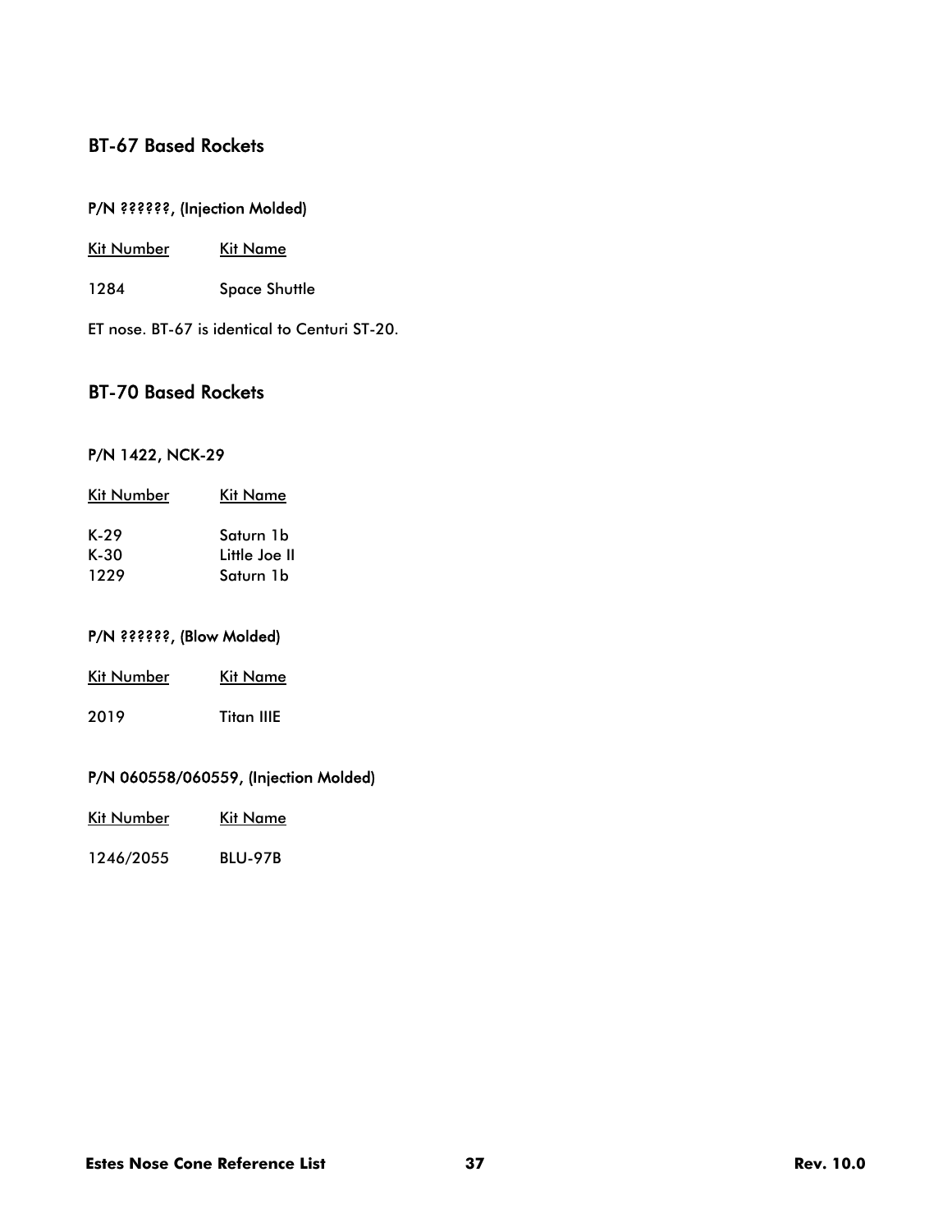## BT-67 Based Rockets

### P/N ??????, (Injection Molded)

| Kit Number | Kit Name |
|---|---|
| 1284 | Space Shuttle |

ET nose. BT-67 is identical to Centuri ST-20.

## BT-70 Based Rockets

### P/N 1422, NCK-29

| Kit Number | Kit Name |
|---|---|
| K-29 | Saturn 1b |
| K-30 | Little Joe II |
| 1229 | Saturn 1b |

### P/N ??????, (Blow Molded)

| Kit Number | Kit Name |
|---|---|
| 2019 | Titan IIIE |

### P/N 060558/060559, (Injection Molded)

| Kit Number | Kit Name |
|---|---|
| 1246/2055 | BLU-97B |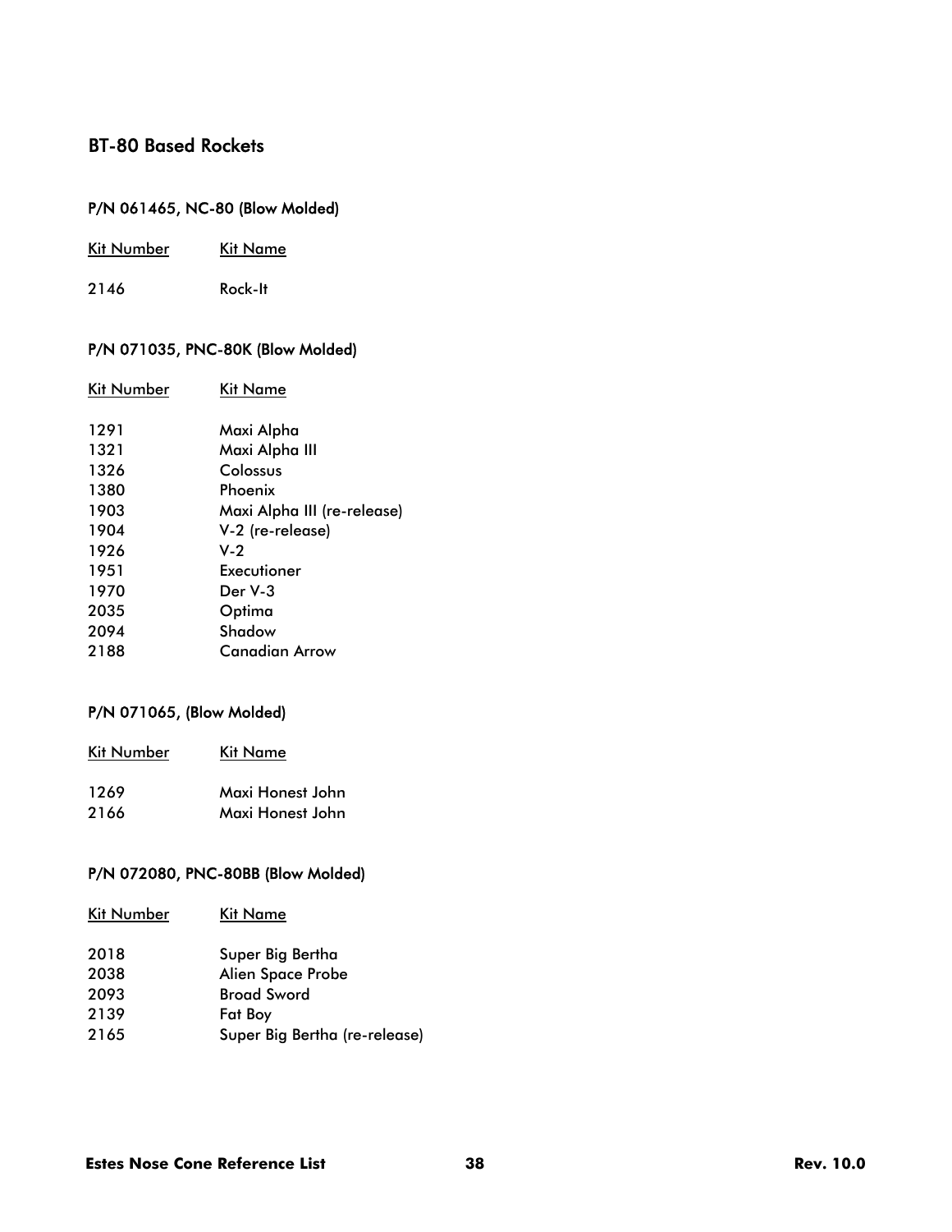## BT-80 Based Rockets

### P/N 061465, NC-80 (Blow Molded)

| Kit Number | Kit Name |
| --- | --- |
| 2146 | Rock-It |

### P/N 071035, PNC-80K (Blow Molded)

| Kit Number | Kit Name |
| --- | --- |
| 1291 | Maxi Alpha |
| 1321 | Maxi Alpha III |
| 1326 | Colossus |
| 1380 | Phoenix |
| 1903 | Maxi Alpha III (re-release) |
| 1904 | V-2 (re-release) |
| 1926 | V-2 |
| 1951 | Executioner |
| 1970 | Der V-3 |
| 2035 | Optima |
| 2094 | Shadow |
| 2188 | Canadian Arrow |

### P/N 071065, (Blow Molded)

| Kit Number | Kit Name |
| --- | --- |
| 1269 | Maxi Honest John |
| 2166 | Maxi Honest John |

### P/N 072080, PNC-80BB (Blow Molded)

| Kit Number | Kit Name |
| --- | --- |
| 2018 | Super Big Bertha |
| 2038 | Alien Space Probe |
| 2093 | Broad Sword |
| 2139 | Fat Boy |
| 2165 | Super Big Bertha (re-release) |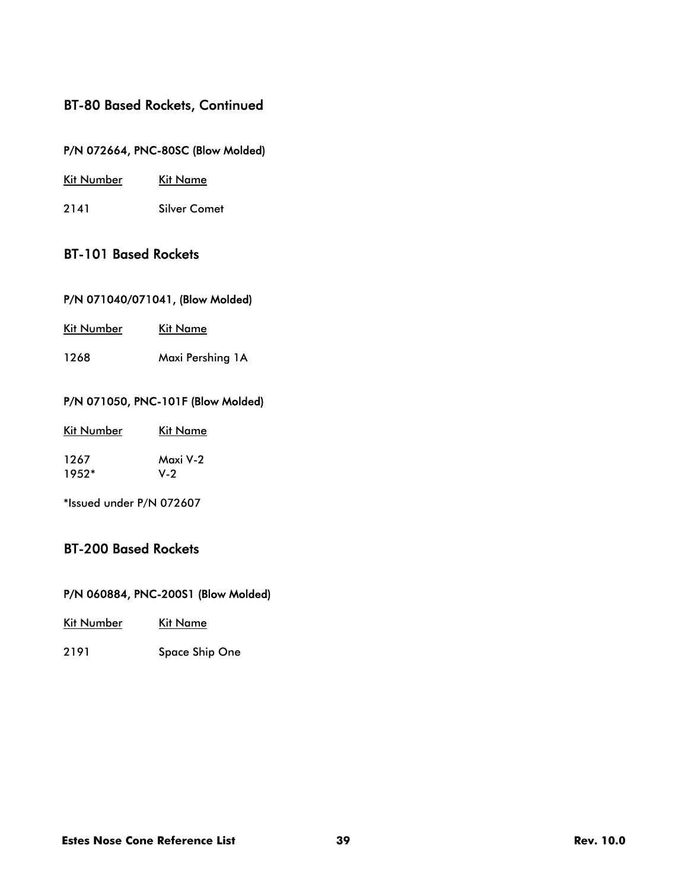## BT-80 Based Rockets, Continued

### P/N 072664, PNC-80SC (Blow Molded)

| Kit Number | Kit Name |
| --- | --- |
| 2141 | Silver Comet |

## BT-101 Based Rockets

### P/N 071040/071041, (Blow Molded)

| Kit Number | Kit Name |
| --- | --- |
| 1268 | Maxi Pershing 1A |

### P/N 071050, PNC-101F (Blow Molded)

| Kit Number | Kit Name |
| --- | --- |
| 1267 | Maxi V-2 |
| 1952* | V-2 |

*Issued under P/N 072607

## BT-200 Based Rockets

### P/N 060884, PNC-200S1 (Blow Molded)

| Kit Number | Kit Name |
| --- | --- |
| 2191 | Space Ship One |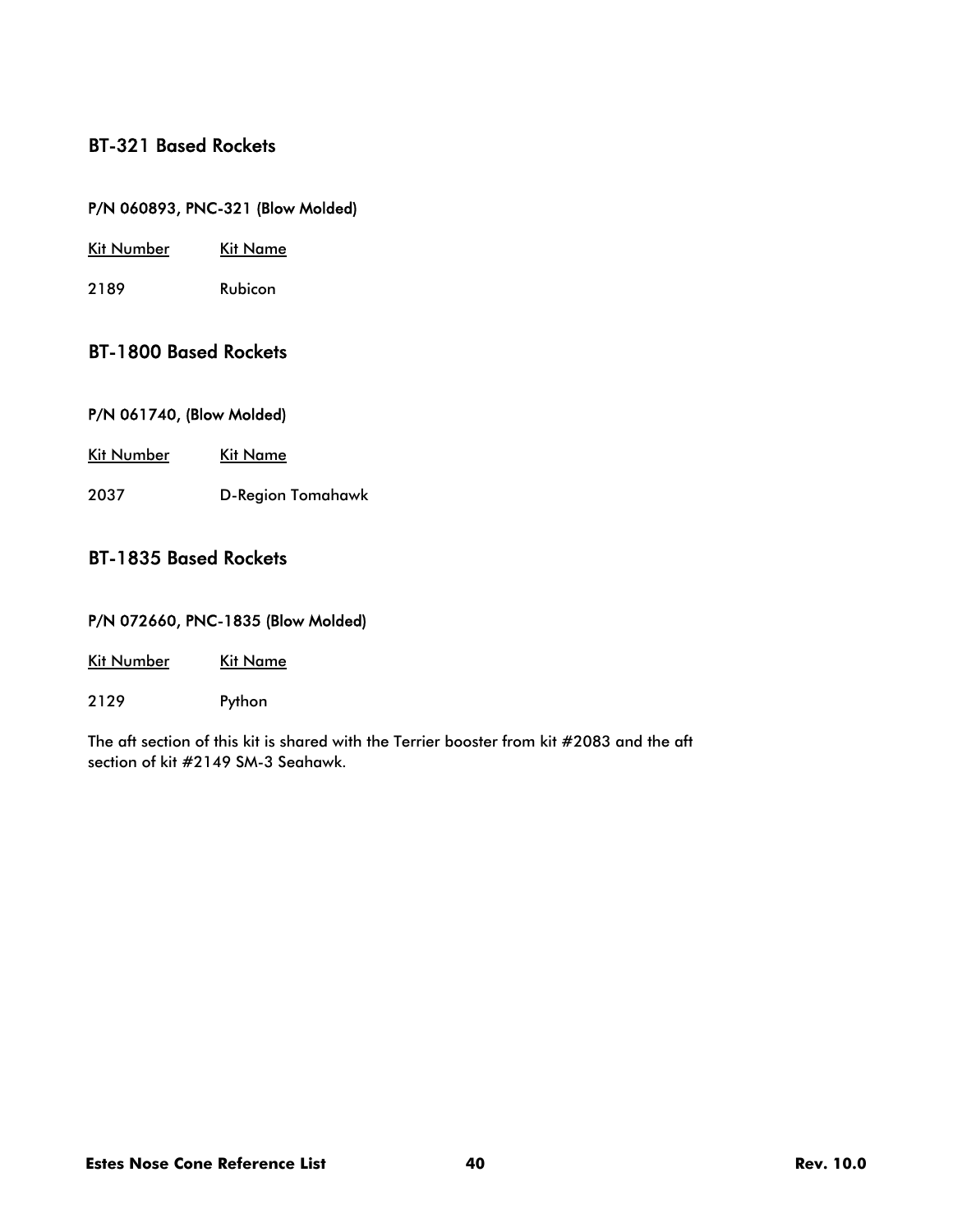## BT-321 Based Rockets

### P/N 060893, PNC-321 (Blow Molded)

| Kit Number | Kit Name |
|---|---|
| 2189 | Rubicon |

## BT-1800 Based Rockets

### P/N 061740, (Blow Molded)

| Kit Number | Kit Name |
|---|---|
| 2037 | D-Region Tomahawk |

## BT-1835 Based Rockets

### P/N 072660, PNC-1835 (Blow Molded)

| Kit Number | Kit Name |
|---|---|
| 2129 | Python |

The aft section of this kit is shared with the Terrier booster from kit #2083 and the aft section of kit #2149 SM-3 Seahawk.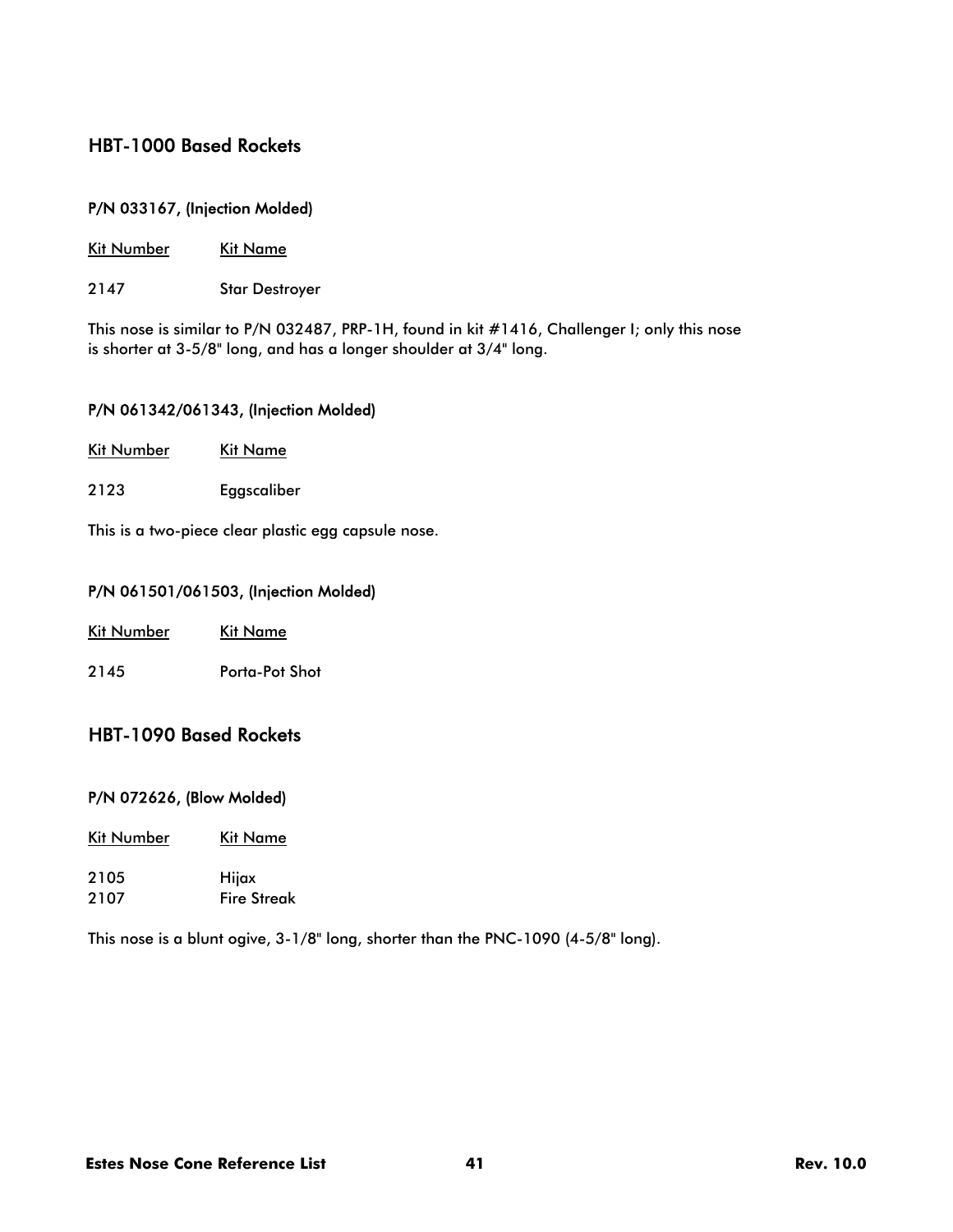## HBT-1000 Based Rockets

### P/N 033167, (Injection Molded)

| Kit Number | Kit Name |
| --- | --- |
| 2147 | Star Destroyer |

This nose is similar to P/N 032487, PRP-1H, found in kit #1416, Challenger I; only this nose is shorter at 3-5/8" long, and has a longer shoulder at 3/4" long.

### P/N 061342/061343, (Injection Molded)

| Kit Number | Kit Name |
| --- | --- |
| 2123 | Eggscaliber |

This is a two-piece clear plastic egg capsule nose.

### P/N 061501/061503, (Injection Molded)

| Kit Number | Kit Name |
| --- | --- |
| 2145 | Porta-Pot Shot |

## HBT-1090 Based Rockets

### P/N 072626, (Blow Molded)

| Kit Number | Kit Name |
| --- | --- |
| 2105 | Hijax |
| 2107 | Fire Streak |

This nose is a blunt ogive, 3-1/8" long, shorter than the PNC-1090 (4-5/8" long).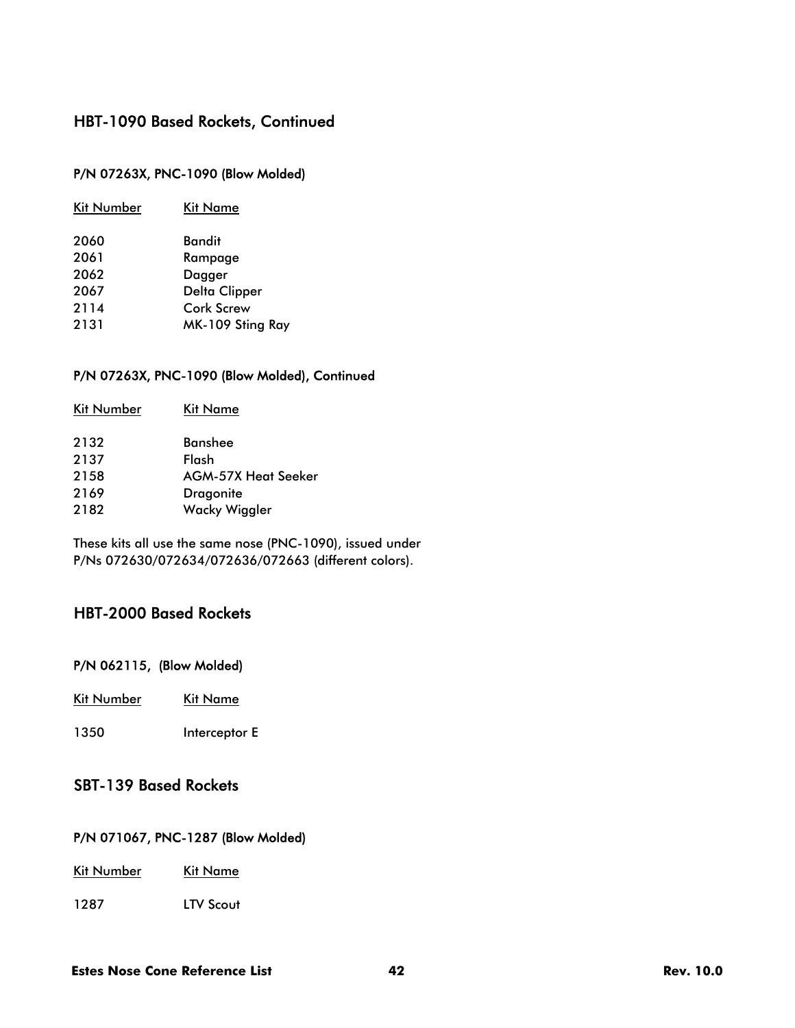## HBT-1090 Based Rockets, Continued

### P/N 07263X, PNC-1090 (Blow Molded)

| Kit Number | Kit Name |
|---|---|
| 2060 | Bandit |
| 2061 | Rampage |
| 2062 | Dagger |
| 2067 | Delta Clipper |
| 2114 | Cork Screw |
| 2131 | MK-109 Sting Ray |

### P/N 07263X, PNC-1090 (Blow Molded), Continued

| Kit Number | Kit Name |
|---|---|
| 2132 | Banshee |
| 2137 | Flash |
| 2158 | AGM-57X Heat Seeker |
| 2169 | Dragonite |
| 2182 | Wacky Wiggler |

These kits all use the same nose (PNC-1090), issued under P/Ns 072630/072634/072636/072663 (different colors).

## HBT-2000 Based Rockets

### P/N 062115, (Blow Molded)

| Kit Number | Kit Name |
|---|---|
| 1350 | Interceptor E |

## SBT-139 Based Rockets

### P/N 071067, PNC-1287 (Blow Molded)

| Kit Number | Kit Name |
|---|---|
| 1287 | LTV Scout |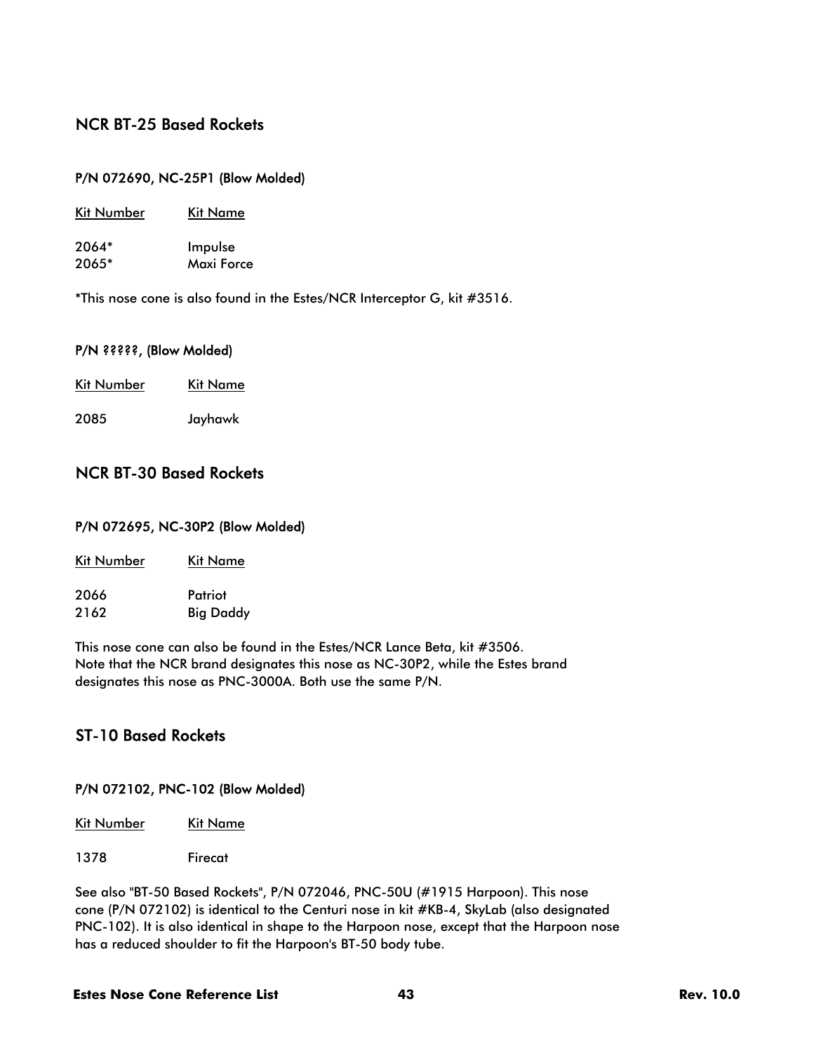## NCR BT-25 Based Rockets

### P/N 072690, NC-25P1 (Blow Molded)

| Kit Number | Kit Name |
|---|---|
| 2064* | Impulse |
| 2065* | Maxi Force |

*This nose cone is also found in the Estes/NCR Interceptor G, kit #3516.

### P/N ?????, (Blow Molded)

| Kit Number | Kit Name |
|---|---|
| 2085 | Jayhawk |

## NCR BT-30 Based Rockets

### P/N 072695, NC-30P2 (Blow Molded)

| Kit Number | Kit Name |
|---|---|
| 2066 | Patriot |
| 2162 | Big Daddy |

This nose cone can also be found in the Estes/NCR Lance Beta, kit #3506.
Note that the NCR brand designates this nose as NC-30P2, while the Estes brand designates this nose as PNC-3000A. Both use the same P/N.

## ST-10 Based Rockets

### P/N 072102, PNC-102 (Blow Molded)

| Kit Number | Kit Name |
|---|---|
| 1378 | Firecat |

See also "BT-50 Based Rockets", P/N 072046, PNC-50U (#1915 Harpoon). This nose cone (P/N 072102) is identical to the Centuri nose in kit #KB-4, SkyLab (also designated PNC-102). It is also identical in shape to the Harpoon nose, except that the Harpoon nose has a reduced shoulder to fit the Harpoon's BT-50 body tube.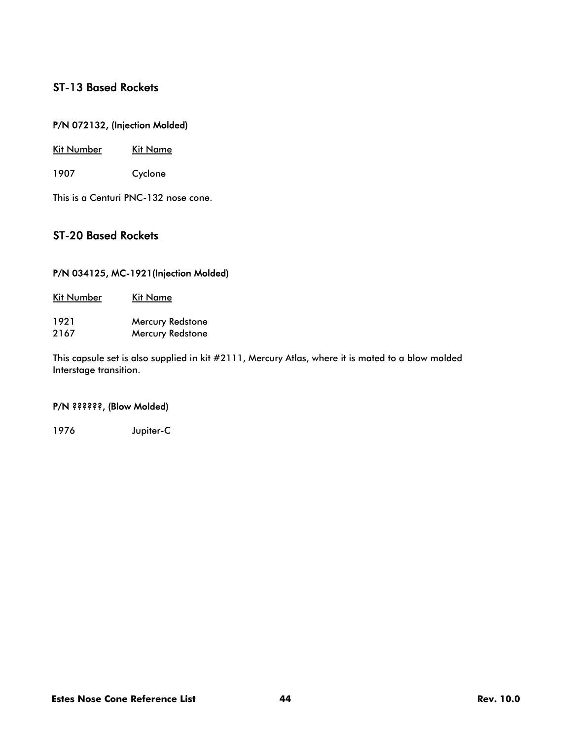## ST-13 Based Rockets

### P/N 072132, (Injection Molded)

| Kit Number | Kit Name |
|---|---|
| 1907 | Cyclone |

This is a Centuri PNC-132 nose cone.

## ST-20 Based Rockets

### P/N 034125, MC-1921(Injection Molded)

| Kit Number | Kit Name |
|---|---|
| 1921 | Mercury Redstone |
| 2167 | Mercury Redstone |

This capsule set is also supplied in kit #2111, Mercury Atlas, where it is mated to a blow molded Interstage transition.

### P/N ??????, (Blow Molded)

| | |
|---|---|
| 1976 | Jupiter-C |